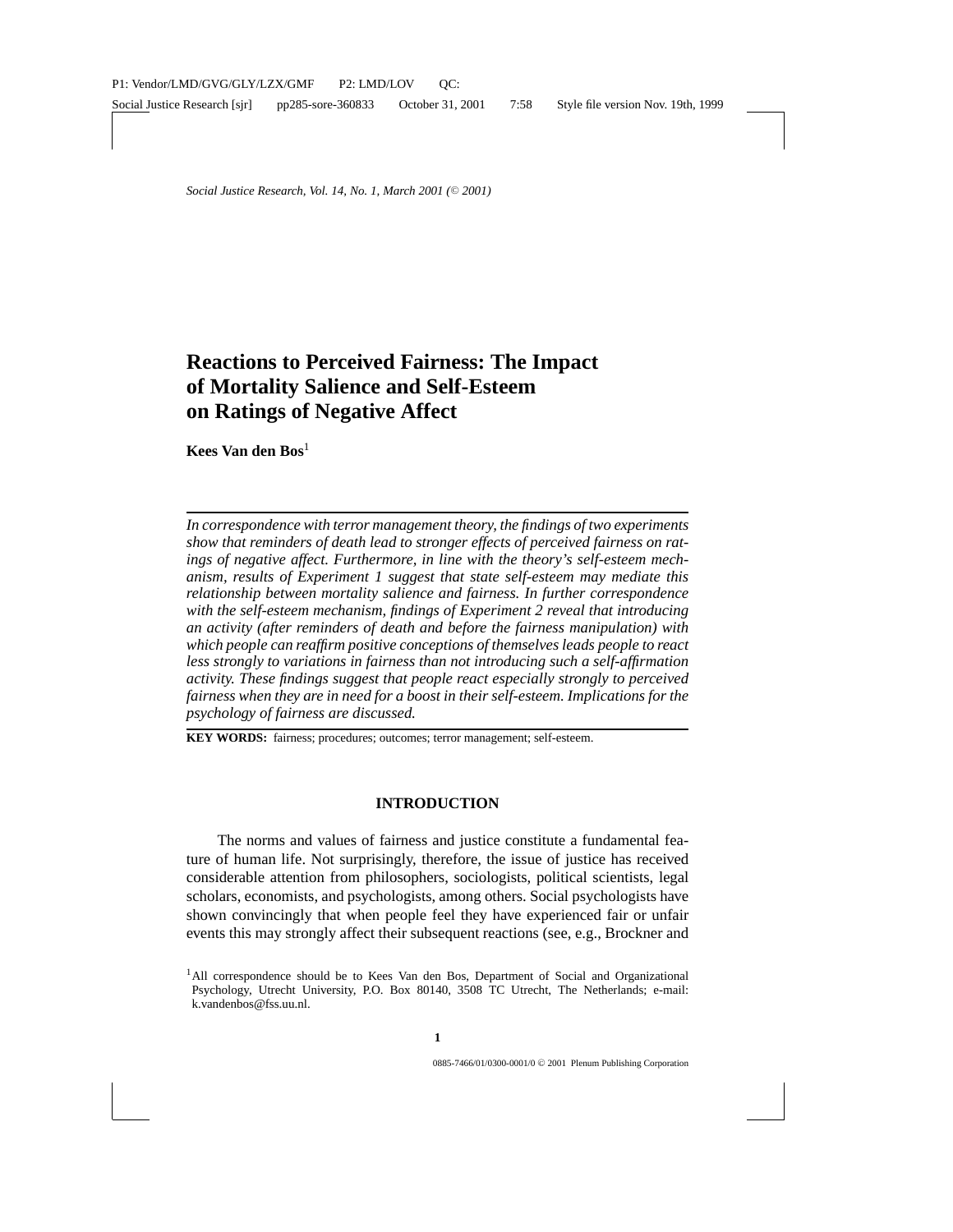*Social Justice Research, Vol. 14, No. 1, March 2001 (© 2001)*

# Reactions to Perceived Fairness: The Impact of Mortality Salience and Self-Esteem on Ratings of Negative Affect

**Kees Van den Bos**[1]

---

*In correspondence with terror management theory, the findings of two experiments show that reminders of death lead to stronger effects of perceived fairness on ratings of negative affect. Furthermore, in line with the theory's self-esteem mechanism, results of Experiment 1 suggest that state self-esteem may mediate this relationship between mortality salience and fairness. In further correspondence with the self-esteem mechanism, findings of Experiment 2 reveal that introducing an activity (after reminders of death and before the fairness manipulation) with which people can reaffirm positive conceptions of themselves leads people to react less strongly to variations in fairness than not introducing such a self-affirmation activity. These findings suggest that people react especially strongly to perceived fairness when they are in need for a boost in their self-esteem. Implications for the psychology of fairness are discussed.*

---

**KEY WORDS:** fairness; procedures; outcomes; terror management; self-esteem.

## INTRODUCTION

The norms and values of fairness and justice constitute a fundamental feature of human life. Not surprisingly, therefore, the issue of justice has received considerable attention from philosophers, sociologists, political scientists, legal scholars, economists, and psychologists, among others. Social psychologists have shown convincingly that when people feel they have experienced fair or unfair events this may strongly affect their subsequent reactions (see, e.g., Brockner and

[1]All correspondence should be to Kees Van den Bos, Department of Social and Organizational Psychology, Utrecht University, P.O. Box 80140, 3508 TC Utrecht, The Netherlands; e-mail: k.vandenbos@fss.uu.nl.

0885-7466/01/0300-0001/0 © 2001 Plenum Publishing Corporation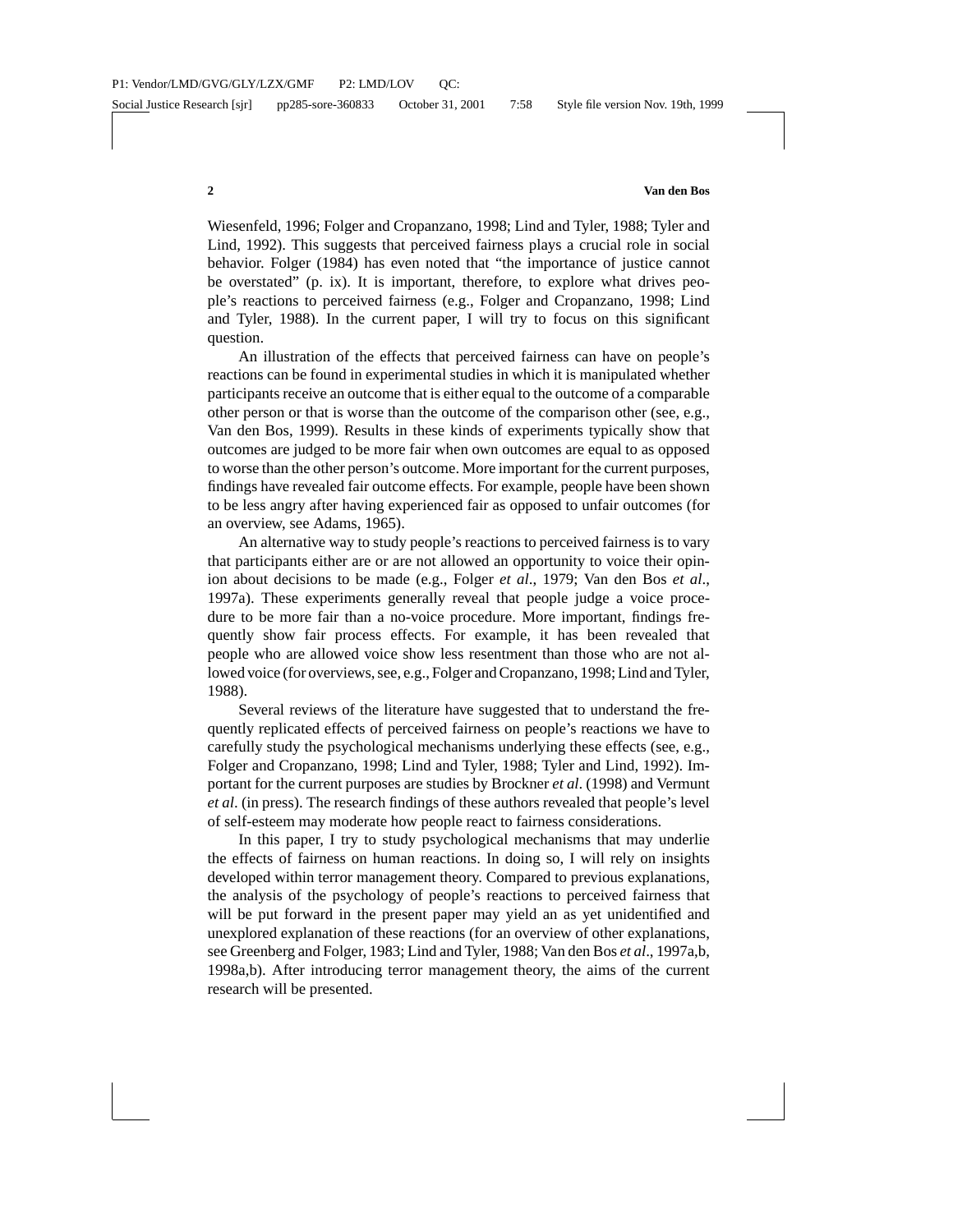Wiesenfeld, 1996; Folger and Cropanzano, 1998; Lind and Tyler, 1988; Tyler and Lind, 1992). This suggests that perceived fairness plays a crucial role in social behavior. Folger (1984) has even noted that "the importance of justice cannot be overstated" (p. ix). It is important, therefore, to explore what drives people's reactions to perceived fairness (e.g., Folger and Cropanzano, 1998; Lind and Tyler, 1988). In the current paper, I will try to focus on this significant question.

An illustration of the effects that perceived fairness can have on people's reactions can be found in experimental studies in which it is manipulated whether participants receive an outcome that is either equal to the outcome of a comparable other person or that is worse than the outcome of the comparison other (see, e.g., Van den Bos, 1999). Results in these kinds of experiments typically show that outcomes are judged to be more fair when own outcomes are equal to as opposed to worse than the other person's outcome. More important for the current purposes, findings have revealed fair outcome effects. For example, people have been shown to be less angry after having experienced fair as opposed to unfair outcomes (for an overview, see Adams, 1965).

An alternative way to study people's reactions to perceived fairness is to vary that participants either are or are not allowed an opportunity to voice their opinion about decisions to be made (e.g., Folger *et al*., 1979; Van den Bos *et al*., 1997a). These experiments generally reveal that people judge a voice procedure to be more fair than a no-voice procedure. More important, findings frequently show fair process effects. For example, it has been revealed that people who are allowed voice show less resentment than those who are not allowed voice (for overviews, see, e.g., Folger and Cropanzano, 1998; Lind and Tyler, 1988).

Several reviews of the literature have suggested that to understand the frequently replicated effects of perceived fairness on people's reactions we have to carefully study the psychological mechanisms underlying these effects (see, e.g., Folger and Cropanzano, 1998; Lind and Tyler, 1988; Tyler and Lind, 1992). Important for the current purposes are studies by Brockner *et al*. (1998) and Vermunt *et al*. (in press). The research findings of these authors revealed that people's level of self-esteem may moderate how people react to fairness considerations.

In this paper, I try to study psychological mechanisms that may underlie the effects of fairness on human reactions. In doing so, I will rely on insights developed within terror management theory. Compared to previous explanations, the analysis of the psychology of people's reactions to perceived fairness that will be put forward in the present paper may yield an as yet unidentified and unexplored explanation of these reactions (for an overview of other explanations, see Greenberg and Folger, 1983; Lind and Tyler, 1988; Van den Bos *et al*., 1997a,b, 1998a,b). After introducing terror management theory, the aims of the current research will be presented.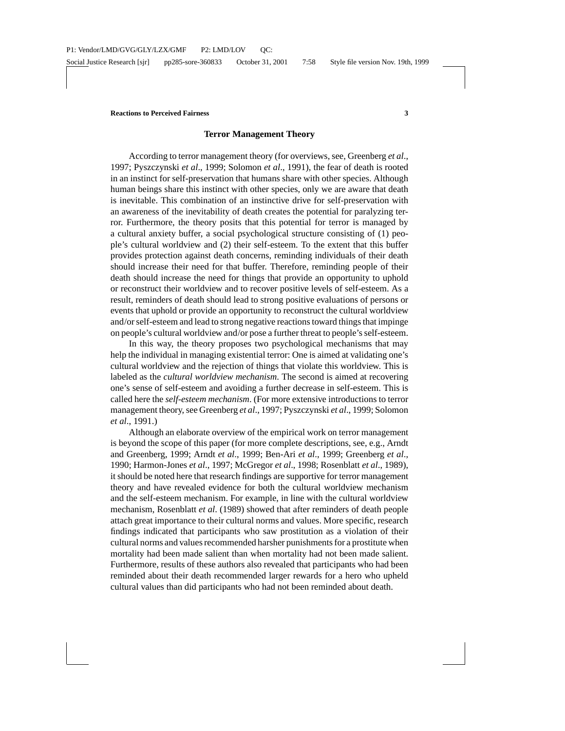## Terror Management Theory

According to terror management theory (for overviews, see, Greenberg *et al*., 1997; Pyszczynski *et al*., 1999; Solomon *et al*., 1991), the fear of death is rooted in an instinct for self-preservation that humans share with other species. Although human beings share this instinct with other species, only we are aware that death is inevitable. This combination of an instinctive drive for self-preservation with an awareness of the inevitability of death creates the potential for paralyzing terror. Furthermore, the theory posits that this potential for terror is managed by a cultural anxiety buffer, a social psychological structure consisting of (1) people's cultural worldview and (2) their self-esteem. To the extent that this buffer provides protection against death concerns, reminding individuals of their death should increase their need for that buffer. Therefore, reminding people of their death should increase the need for things that provide an opportunity to uphold or reconstruct their worldview and to recover positive levels of self-esteem. As a result, reminders of death should lead to strong positive evaluations of persons or events that uphold or provide an opportunity to reconstruct the cultural worldview and/or self-esteem and lead to strong negative reactions toward things that impinge on people's cultural worldview and/or pose a further threat to people's self-esteem.

In this way, the theory proposes two psychological mechanisms that may help the individual in managing existential terror: One is aimed at validating one's cultural worldview and the rejection of things that violate this worldview. This is labeled as the *cultural worldview mechanism*. The second is aimed at recovering one's sense of self-esteem and avoiding a further decrease in self-esteem. This is called here the *self-esteem mechanism*. (For more extensive introductions to terror management theory, see Greenberg *et al*., 1997; Pyszczynski *et al*., 1999; Solomon *et al*., 1991.)

Although an elaborate overview of the empirical work on terror management is beyond the scope of this paper (for more complete descriptions, see, e.g., Arndt and Greenberg, 1999; Arndt *et al*., 1999; Ben-Ari *et al*., 1999; Greenberg *et al*., 1990; Harmon-Jones *et al*., 1997; McGregor *et al*., 1998; Rosenblatt *et al*., 1989), it should be noted here that research findings are supportive for terror management theory and have revealed evidence for both the cultural worldview mechanism and the self-esteem mechanism. For example, in line with the cultural worldview mechanism, Rosenblatt *et al*. (1989) showed that after reminders of death people attach great importance to their cultural norms and values. More specific, research findings indicated that participants who saw prostitution as a violation of their cultural norms and values recommended harsher punishments for a prostitute when mortality had been made salient than when mortality had not been made salient. Furthermore, results of these authors also revealed that participants who had been reminded about their death recommended larger rewards for a hero who upheld cultural values than did participants who had not been reminded about death.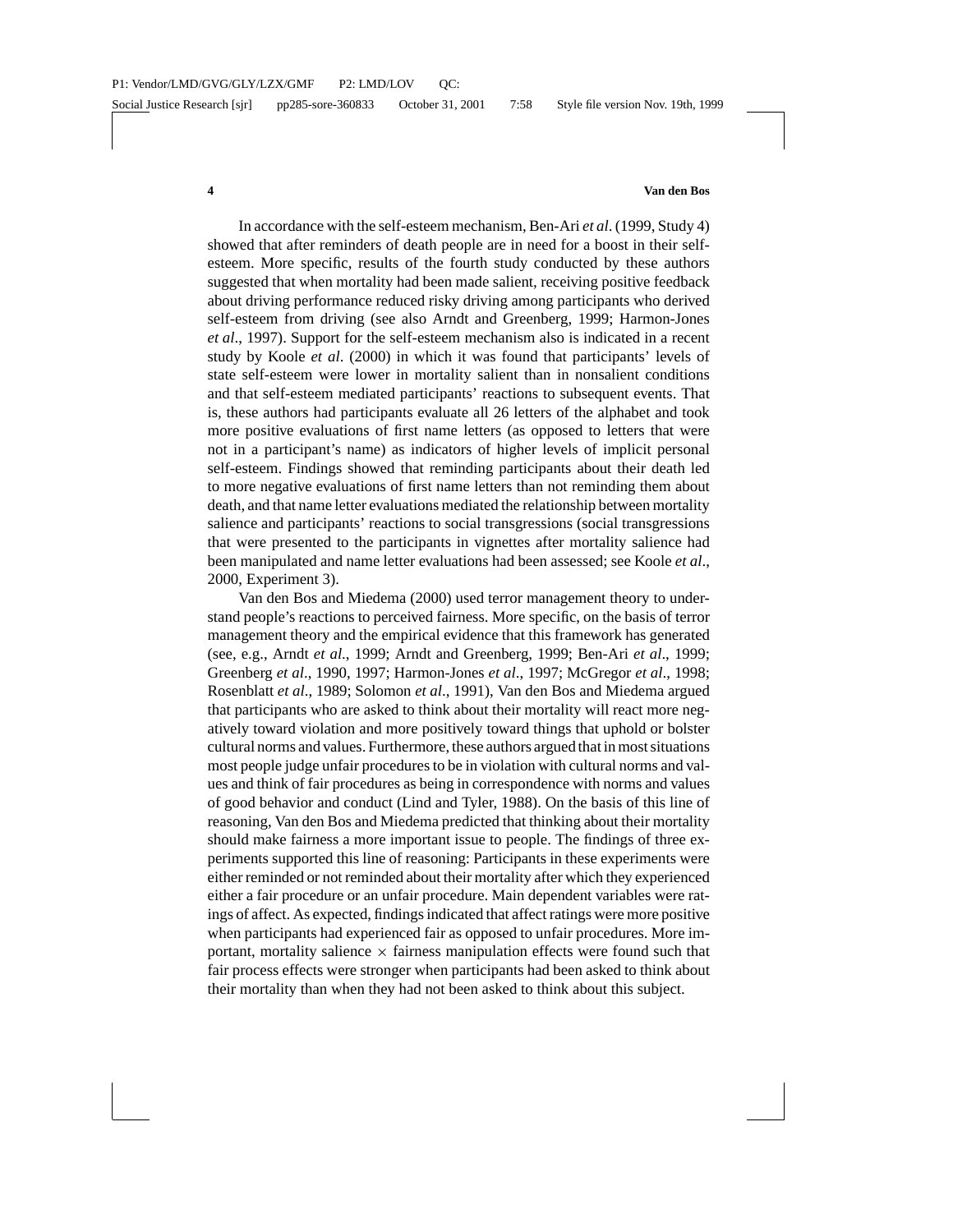In accordance with the self-esteem mechanism, Ben-Ari *et al*. (1999, Study 4) showed that after reminders of death people are in need for a boost in their self-esteem. More specific, results of the fourth study conducted by these authors suggested that when mortality had been made salient, receiving positive feedback about driving performance reduced risky driving among participants who derived self-esteem from driving (see also Arndt and Greenberg, 1999; Harmon-Jones *et al*., 1997). Support for the self-esteem mechanism also is indicated in a recent study by Koole *et al*. (2000) in which it was found that participants' levels of state self-esteem were lower in mortality salient than in nonsalient conditions and that self-esteem mediated participants' reactions to subsequent events. That is, these authors had participants evaluate all 26 letters of the alphabet and took more positive evaluations of first name letters (as opposed to letters that were not in a participant's name) as indicators of higher levels of implicit personal self-esteem. Findings showed that reminding participants about their death led to more negative evaluations of first name letters than not reminding them about death, and that name letter evaluations mediated the relationship between mortality salience and participants' reactions to social transgressions (social transgressions that were presented to the participants in vignettes after mortality salience had been manipulated and name letter evaluations had been assessed; see Koole *et al*., 2000, Experiment 3).

Van den Bos and Miedema (2000) used terror management theory to understand people's reactions to perceived fairness. More specific, on the basis of terror management theory and the empirical evidence that this framework has generated (see, e.g., Arndt *et al*., 1999; Arndt and Greenberg, 1999; Ben-Ari *et al*., 1999; Greenberg *et al*., 1990, 1997; Harmon-Jones *et al*., 1997; McGregor *et al*., 1998; Rosenblatt *et al*., 1989; Solomon *et al*., 1991), Van den Bos and Miedema argued that participants who are asked to think about their mortality will react more negatively toward violation and more positively toward things that uphold or bolster cultural norms and values. Furthermore, these authors argued that in most situations most people judge unfair procedures to be in violation with cultural norms and values and think of fair procedures as being in correspondence with norms and values of good behavior and conduct (Lind and Tyler, 1988). On the basis of this line of reasoning, Van den Bos and Miedema predicted that thinking about their mortality should make fairness a more important issue to people. The findings of three experiments supported this line of reasoning: Participants in these experiments were either reminded or not reminded about their mortality after which they experienced either a fair procedure or an unfair procedure. Main dependent variables were ratings of affect. As expected, findings indicated that affect ratings were more positive when participants had experienced fair as opposed to unfair procedures. More important, mortality salience $\times$ fairness manipulation effects were found such that fair process effects were stronger when participants had been asked to think about their mortality than when they had not been asked to think about this subject.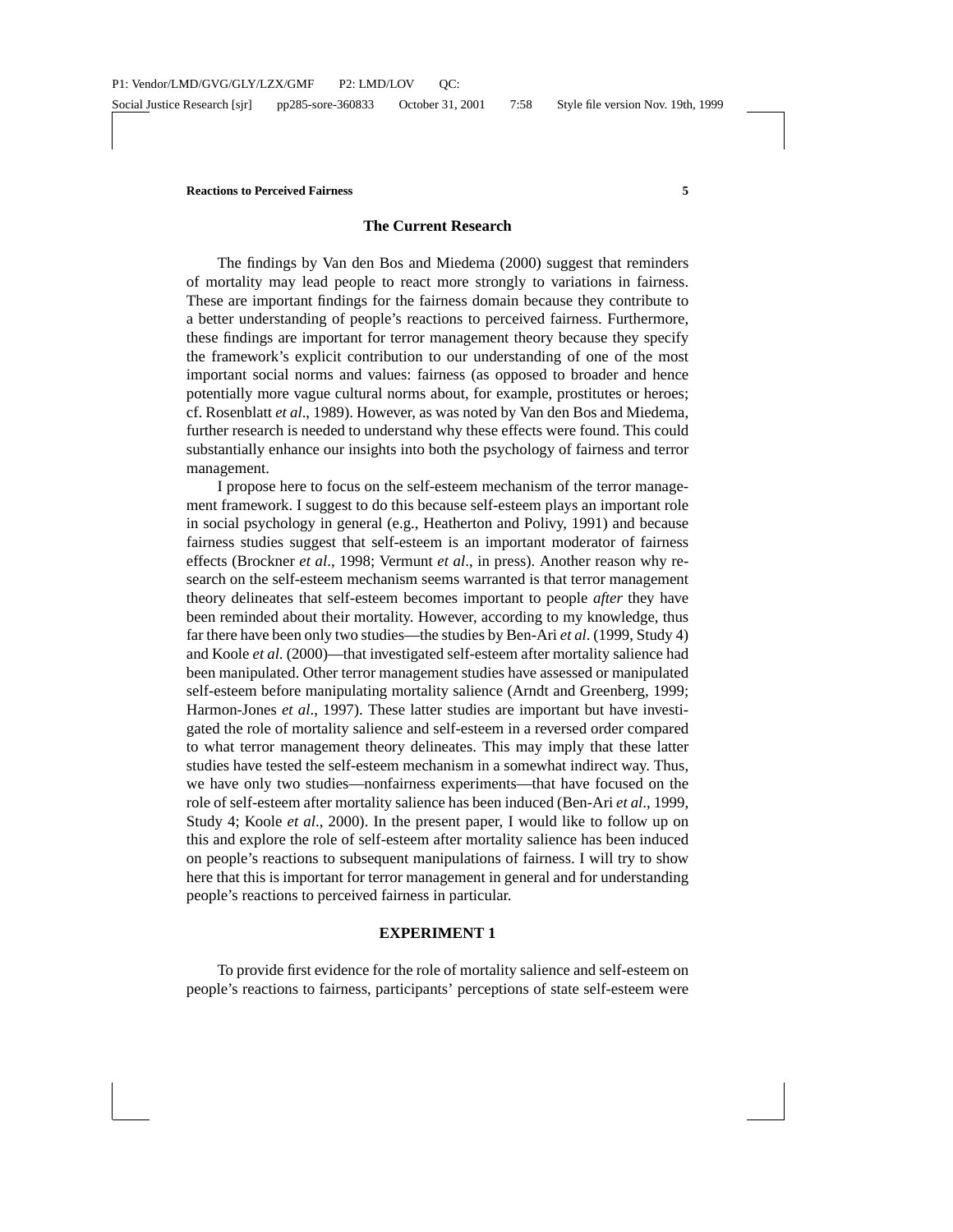## The Current Research

The findings by Van den Bos and Miedema (2000) suggest that reminders of mortality may lead people to react more strongly to variations in fairness. These are important findings for the fairness domain because they contribute to a better understanding of people's reactions to perceived fairness. Furthermore, these findings are important for terror management theory because they specify the framework's explicit contribution to our understanding of one of the most important social norms and values: fairness (as opposed to broader and hence potentially more vague cultural norms about, for example, prostitutes or heroes; cf. Rosenblatt *et al*., 1989). However, as was noted by Van den Bos and Miedema, further research is needed to understand why these effects were found. This could substantially enhance our insights into both the psychology of fairness and terror management.

I propose here to focus on the self-esteem mechanism of the terror management framework. I suggest to do this because self-esteem plays an important role in social psychology in general (e.g., Heatherton and Polivy, 1991) and because fairness studies suggest that self-esteem is an important moderator of fairness effects (Brockner *et al*., 1998; Vermunt *et al*., in press). Another reason why research on the self-esteem mechanism seems warranted is that terror management theory delineates that self-esteem becomes important to people *after* they have been reminded about their mortality. However, according to my knowledge, thus far there have been only two studies—the studies by Ben-Ari *et al*. (1999, Study 4) and Koole *et al*. (2000)—that investigated self-esteem after mortality salience had been manipulated. Other terror management studies have assessed or manipulated self-esteem before manipulating mortality salience (Arndt and Greenberg, 1999; Harmon-Jones *et al*., 1997). These latter studies are important but have investigated the role of mortality salience and self-esteem in a reversed order compared to what terror management theory delineates. This may imply that these latter studies have tested the self-esteem mechanism in a somewhat indirect way. Thus, we have only two studies—nonfairness experiments—that have focused on the role of self-esteem after mortality salience has been induced (Ben-Ari *et al*., 1999, Study 4; Koole *et al*., 2000). In the present paper, I would like to follow up on this and explore the role of self-esteem after mortality salience has been induced on people's reactions to subsequent manipulations of fairness. I will try to show here that this is important for terror management in general and for understanding people's reactions to perceived fairness in particular.

## EXPERIMENT 1

To provide first evidence for the role of mortality salience and self-esteem on people's reactions to fairness, participants' perceptions of state self-esteem were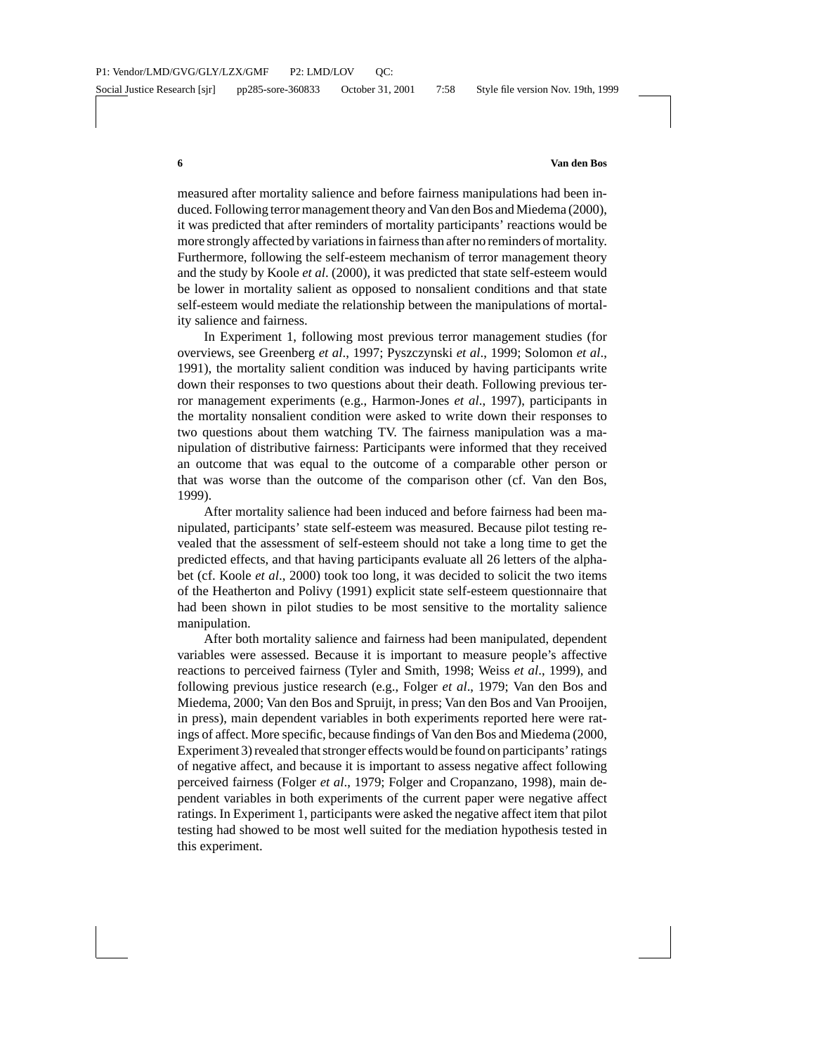measured after mortality salience and before fairness manipulations had been induced. Following terror management theory and Van den Bos and Miedema (2000), it was predicted that after reminders of mortality participants' reactions would be more strongly affected by variations in fairness than after no reminders of mortality. Furthermore, following the self-esteem mechanism of terror management theory and the study by Koole *et al*. (2000), it was predicted that state self-esteem would be lower in mortality salient as opposed to nonsalient conditions and that state self-esteem would mediate the relationship between the manipulations of mortality salience and fairness.

In Experiment 1, following most previous terror management studies (for overviews, see Greenberg *et al*., 1997; Pyszczynski *et al*., 1999; Solomon *et al*., 1991), the mortality salient condition was induced by having participants write down their responses to two questions about their death. Following previous terror management experiments (e.g., Harmon-Jones *et al*., 1997), participants in the mortality nonsalient condition were asked to write down their responses to two questions about them watching TV. The fairness manipulation was a manipulation of distributive fairness: Participants were informed that they received an outcome that was equal to the outcome of a comparable other person or that was worse than the outcome of the comparison other (cf. Van den Bos, 1999).

After mortality salience had been induced and before fairness had been manipulated, participants' state self-esteem was measured. Because pilot testing revealed that the assessment of self-esteem should not take a long time to get the predicted effects, and that having participants evaluate all 26 letters of the alphabet (cf. Koole *et al*., 2000) took too long, it was decided to solicit the two items of the Heatherton and Polivy (1991) explicit state self-esteem questionnaire that had been shown in pilot studies to be most sensitive to the mortality salience manipulation.

After both mortality salience and fairness had been manipulated, dependent variables were assessed. Because it is important to measure people's affective reactions to perceived fairness (Tyler and Smith, 1998; Weiss *et al*., 1999), and following previous justice research (e.g., Folger *et al*., 1979; Van den Bos and Miedema, 2000; Van den Bos and Spruijt, in press; Van den Bos and Van Prooijen, in press), main dependent variables in both experiments reported here were ratings of affect. More specific, because findings of Van den Bos and Miedema (2000, Experiment 3) revealed that stronger effects would be found on participants' ratings of negative affect, and because it is important to assess negative affect following perceived fairness (Folger *et al*., 1979; Folger and Cropanzano, 1998), main dependent variables in both experiments of the current paper were negative affect ratings. In Experiment 1, participants were asked the negative affect item that pilot testing had showed to be most well suited for the mediation hypothesis tested in this experiment.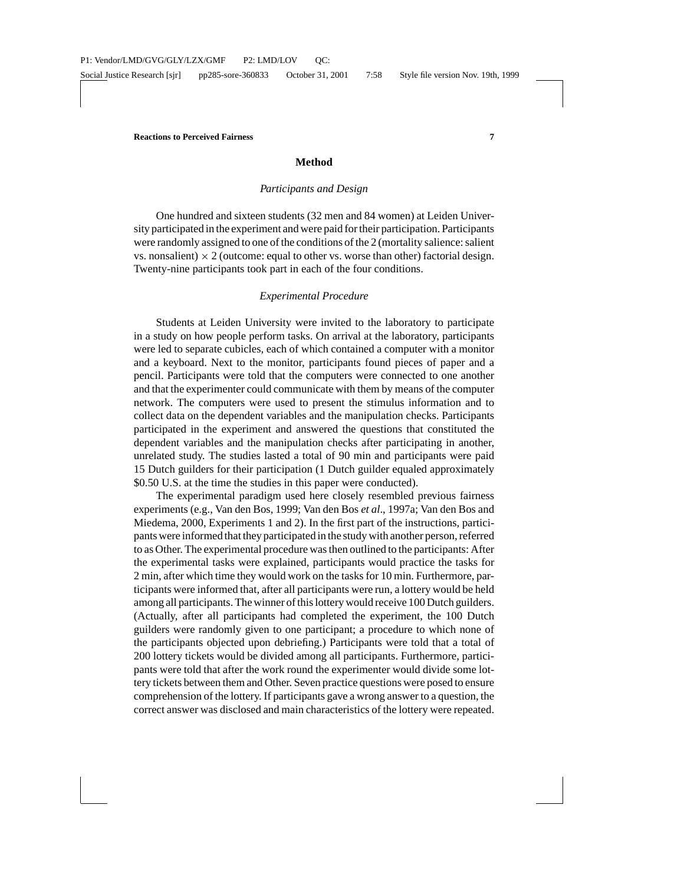## Method

### *Participants and Design*

One hundred and sixteen students (32 men and 84 women) at Leiden University participated in the experiment and were paid for their participation. Participants were randomly assigned to one of the conditions of the 2 (mortality salience: salient vs. nonsalient) $\times$ 2 (outcome: equal to other vs. worse than other) factorial design. Twenty-nine participants took part in each of the four conditions.

### *Experimental Procedure*

Students at Leiden University were invited to the laboratory to participate in a study on how people perform tasks. On arrival at the laboratory, participants were led to separate cubicles, each of which contained a computer with a monitor and a keyboard. Next to the monitor, participants found pieces of paper and a pencil. Participants were told that the computers were connected to one another and that the experimenter could communicate with them by means of the computer network. The computers were used to present the stimulus information and to collect data on the dependent variables and the manipulation checks. Participants participated in the experiment and answered the questions that constituted the dependent variables and the manipulation checks after participating in another, unrelated study. The studies lasted a total of 90 min and participants were paid 15 Dutch guilders for their participation (1 Dutch guilder equaled approximately \$0.50 U.S. at the time the studies in this paper were conducted).

The experimental paradigm used here closely resembled previous fairness experiments (e.g., Van den Bos, 1999; Van den Bos *et al*., 1997a; Van den Bos and Miedema, 2000, Experiments 1 and 2). In the first part of the instructions, participants were informed that they participated in the study with another person, referred to as Other. The experimental procedure was then outlined to the participants: After the experimental tasks were explained, participants would practice the tasks for 2 min, after which time they would work on the tasks for 10 min. Furthermore, participants were informed that, after all participants were run, a lottery would be held among all participants. The winner of this lottery would receive 100 Dutch guilders. (Actually, after all participants had completed the experiment, the 100 Dutch guilders were randomly given to one participant; a procedure to which none of the participants objected upon debriefing.) Participants were told that a total of 200 lottery tickets would be divided among all participants. Furthermore, participants were told that after the work round the experimenter would divide some lottery tickets between them and Other. Seven practice questions were posed to ensure comprehension of the lottery. If participants gave a wrong answer to a question, the correct answer was disclosed and main characteristics of the lottery were repeated.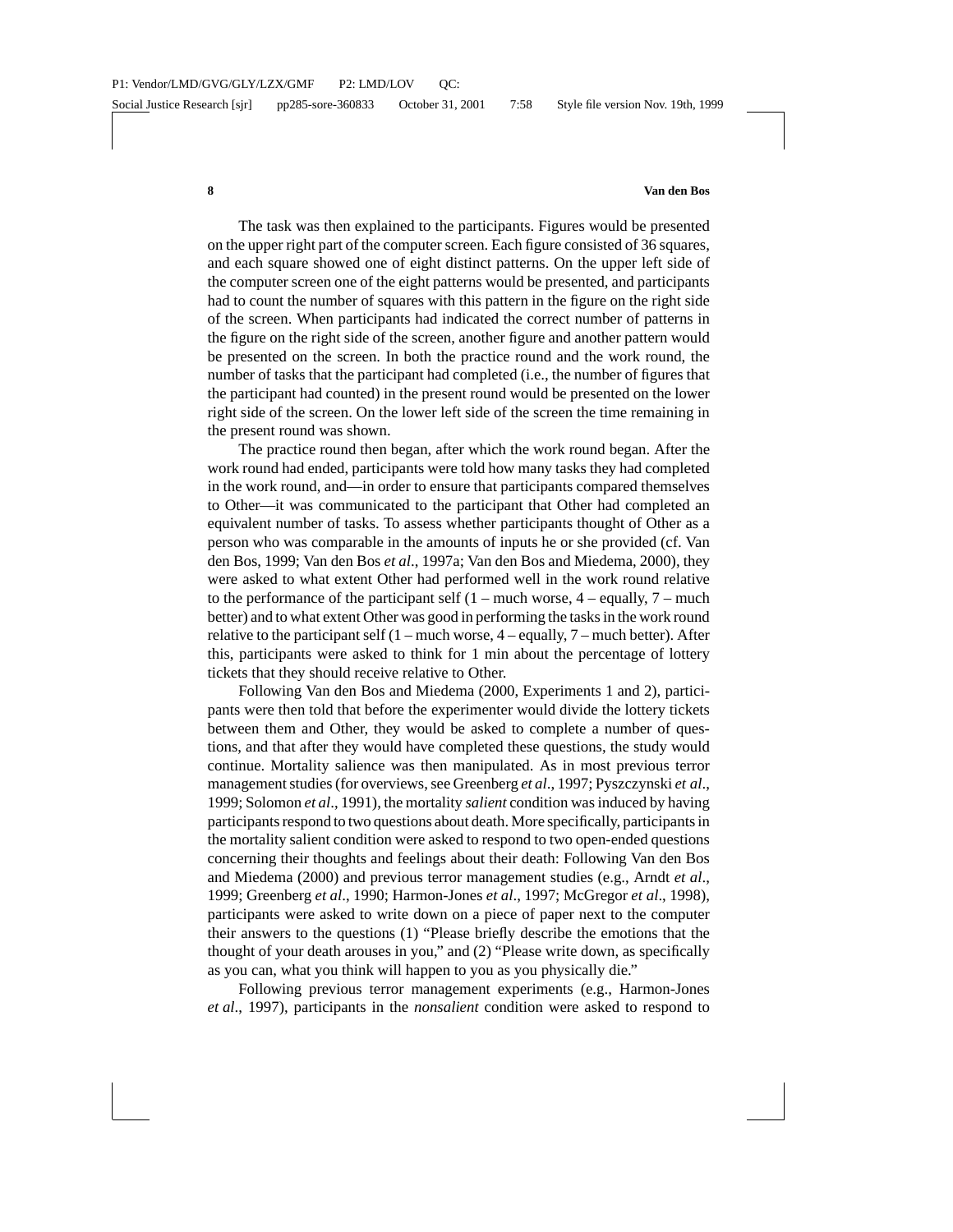The task was then explained to the participants. Figures would be presented on the upper right part of the computer screen. Each figure consisted of 36 squares, and each square showed one of eight distinct patterns. On the upper left side of the computer screen one of the eight patterns would be presented, and participants had to count the number of squares with this pattern in the figure on the right side of the screen. When participants had indicated the correct number of patterns in the figure on the right side of the screen, another figure and another pattern would be presented on the screen. In both the practice round and the work round, the number of tasks that the participant had completed (i.e., the number of figures that the participant had counted) in the present round would be presented on the lower right side of the screen. On the lower left side of the screen the time remaining in the present round was shown.

The practice round then began, after which the work round began. After the work round had ended, participants were told how many tasks they had completed in the work round, and—in order to ensure that participants compared themselves to Other—it was communicated to the participant that Other had completed an equivalent number of tasks. To assess whether participants thought of Other as a person who was comparable in the amounts of inputs he or she provided (cf. Van den Bos, 1999; Van den Bos *et al*., 1997a; Van den Bos and Miedema, 2000), they were asked to what extent Other had performed well in the work round relative to the performance of the participant self (1 – much worse, 4 – equally, 7 – much better) and to what extent Other was good in performing the tasks in the work round relative to the participant self (1 – much worse, 4 – equally, 7 – much better). After this, participants were asked to think for 1 min about the percentage of lottery tickets that they should receive relative to Other.

Following Van den Bos and Miedema (2000, Experiments 1 and 2), participants were then told that before the experimenter would divide the lottery tickets between them and Other, they would be asked to complete a number of questions, and that after they would have completed these questions, the study would continue. Mortality salience was then manipulated. As in most previous terror management studies (for overviews, see Greenberg *et al*., 1997; Pyszczynski *et al*., 1999; Solomon *et al*., 1991), the mortality *salient* condition was induced by having participants respond to two questions about death. More specifically, participants in the mortality salient condition were asked to respond to two open-ended questions concerning their thoughts and feelings about their death: Following Van den Bos and Miedema (2000) and previous terror management studies (e.g., Arndt *et al*., 1999; Greenberg *et al*., 1990; Harmon-Jones *et al*., 1997; McGregor *et al*., 1998), participants were asked to write down on a piece of paper next to the computer their answers to the questions (1) "Please briefly describe the emotions that the thought of your death arouses in you," and (2) "Please write down, as specifically as you can, what you think will happen to you as you physically die."

Following previous terror management experiments (e.g., Harmon-Jones *et al*., 1997), participants in the *nonsalient* condition were asked to respond to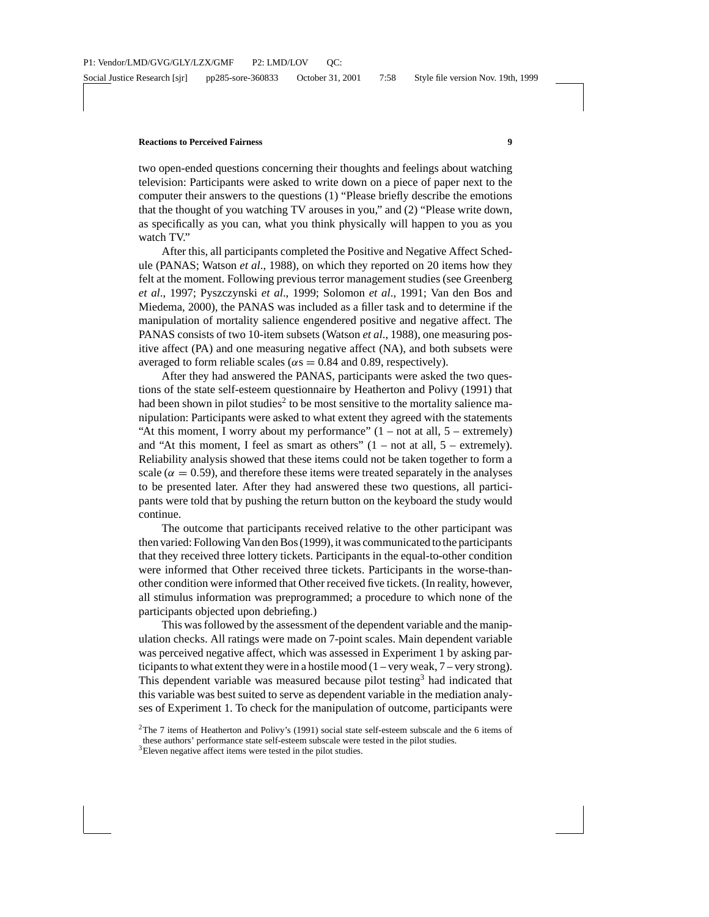two open-ended questions concerning their thoughts and feelings about watching television: Participants were asked to write down on a piece of paper next to the computer their answers to the questions (1) "Please briefly describe the emotions that the thought of you watching TV arouses in you," and (2) "Please write down, as specifically as you can, what you think physically will happen to you as you watch TV."

After this, all participants completed the Positive and Negative Affect Schedule (PANAS; Watson *et al*., 1988), on which they reported on 20 items how they felt at the moment. Following previous terror management studies (see Greenberg *et al*., 1997; Pyszczynski *et al*., 1999; Solomon *et al*., 1991; Van den Bos and Miedema, 2000), the PANAS was included as a filler task and to determine if the manipulation of mortality salience engendered positive and negative affect. The PANAS consists of two 10-item subsets (Watson *et al*., 1988), one measuring positive affect (PA) and one measuring negative affect (NA), and both subsets were averaged to form reliable scales ($\alpha s = 0.84$ and $0.89$, respectively).

After they had answered the PANAS, participants were asked the two questions of the state self-esteem questionnaire by Heatherton and Polivy (1991) that had been shown in pilot studies[2] to be most sensitive to the mortality salience manipulation: Participants were asked to what extent they agreed with the statements "At this moment, I worry about my performance" (1 – not at all, 5 – extremely) and "At this moment, I feel as smart as others" (1 – not at all, 5 – extremely). Reliability analysis showed that these items could not be taken together to form a scale ($\alpha = 0.59$), and therefore these items were treated separately in the analyses to be presented later. After they had answered these two questions, all participants were told that by pushing the return button on the keyboard the study would continue.

The outcome that participants received relative to the other participant was then varied: Following Van den Bos (1999), it was communicated to the participants that they received three lottery tickets. Participants in the equal-to-other condition were informed that Other received three tickets. Participants in the worse-than-other condition were informed that Other received five tickets. (In reality, however, all stimulus information was preprogrammed; a procedure to which none of the participants objected upon debriefing.)

This was followed by the assessment of the dependent variable and the manipulation checks. All ratings were made on 7-point scales. Main dependent variable was perceived negative affect, which was assessed in Experiment 1 by asking participants to what extent they were in a hostile mood (1 – very weak, 7 – very strong). This dependent variable was measured because pilot testing[3] had indicated that this variable was best suited to serve as dependent variable in the mediation analyses of Experiment 1. To check for the manipulation of outcome, participants were

[2]The 7 items of Heatherton and Polivy's (1991) social state self-esteem subscale and the 6 items of these authors' performance state self-esteem subscale were tested in the pilot studies.

[3]Eleven negative affect items were tested in the pilot studies.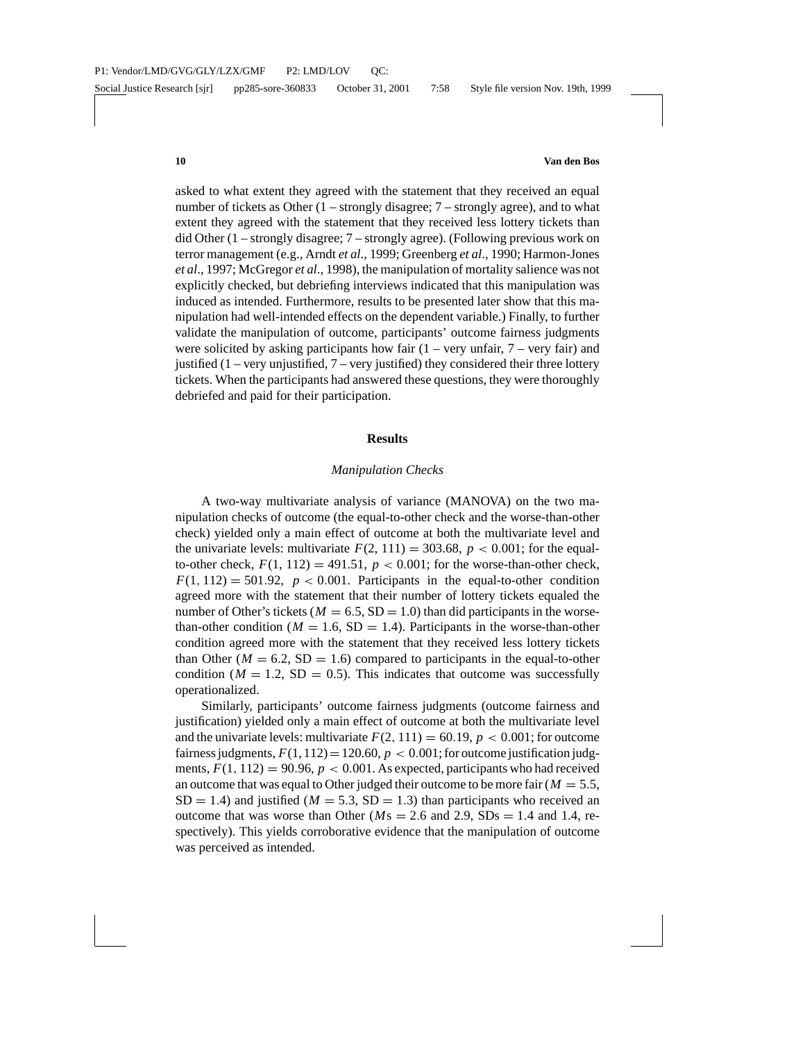asked to what extent they agreed with the statement that they received an equal number of tickets as Other (1 – strongly disagree; 7 – strongly agree), and to what extent they agreed with the statement that they received less lottery tickets than did Other (1 – strongly disagree; 7 – strongly agree). (Following previous work on terror management (e.g., Arndt *et al*., 1999; Greenberg *et al*., 1990; Harmon-Jones *et al*., 1997; McGregor *et al*., 1998), the manipulation of mortality salience was not explicitly checked, but debriefing interviews indicated that this manipulation was induced as intended. Furthermore, results to be presented later show that this manipulation had well-intended effects on the dependent variable.) Finally, to further validate the manipulation of outcome, participants' outcome fairness judgments were solicited by asking participants how fair (1 – very unfair, 7 – very fair) and justified (1 – very unjustified, 7 – very justified) they considered their three lottery tickets. When the participants had answered these questions, they were thoroughly debriefed and paid for their participation.

## Results

### *Manipulation Checks*

A two-way multivariate analysis of variance (MANOVA) on the two manipulation checks of outcome (the equal-to-other check and the worse-than-other check) yielded only a main effect of outcome at both the multivariate level and the univariate levels: multivariate $F(2, 111) = 303.68$, $p < 0.001$; for the equal-to-other check, $F(1, 112) = 491.51$, $p < 0.001$; for the worse-than-other check, $F(1, 112) = 501.92$, $p < 0.001$. Participants in the equal-to-other condition agreed more with the statement that their number of lottery tickets equaled the number of Other's tickets ($M = 6.5$, $\text{SD} = 1.0$) than did participants in the worse-than-other condition ($M = 1.6$, $\text{SD} = 1.4$). Participants in the worse-than-other condition agreed more with the statement that they received less lottery tickets than Other ($M = 6.2$, $\text{SD} = 1.6$) compared to participants in the equal-to-other condition ($M = 1.2$, $\text{SD} = 0.5$). This indicates that outcome was successfully operationalized.

Similarly, participants' outcome fairness judgments (outcome fairness and justification) yielded only a main effect of outcome at both the multivariate level and the univariate levels: multivariate $F(2, 111) = 60.19$, $p < 0.001$; for outcome fairness judgments, $F(1, 112) = 120.60$, $p < 0.001$; for outcome justification judgments, $F(1, 112) = 90.96$, $p < 0.001$. As expected, participants who had received an outcome that was equal to Other judged their outcome to be more fair ($M = 5.5$, $\text{SD} = 1.4$) and justified ($M = 5.3$, $\text{SD} = 1.3$) than participants who received an outcome that was worse than Other ($M\text{s} = 2.6$ and $2.9$, $\text{SDs} = 1.4$ and $1.4$, respectively). This yields corroborative evidence that the manipulation of outcome was perceived as intended.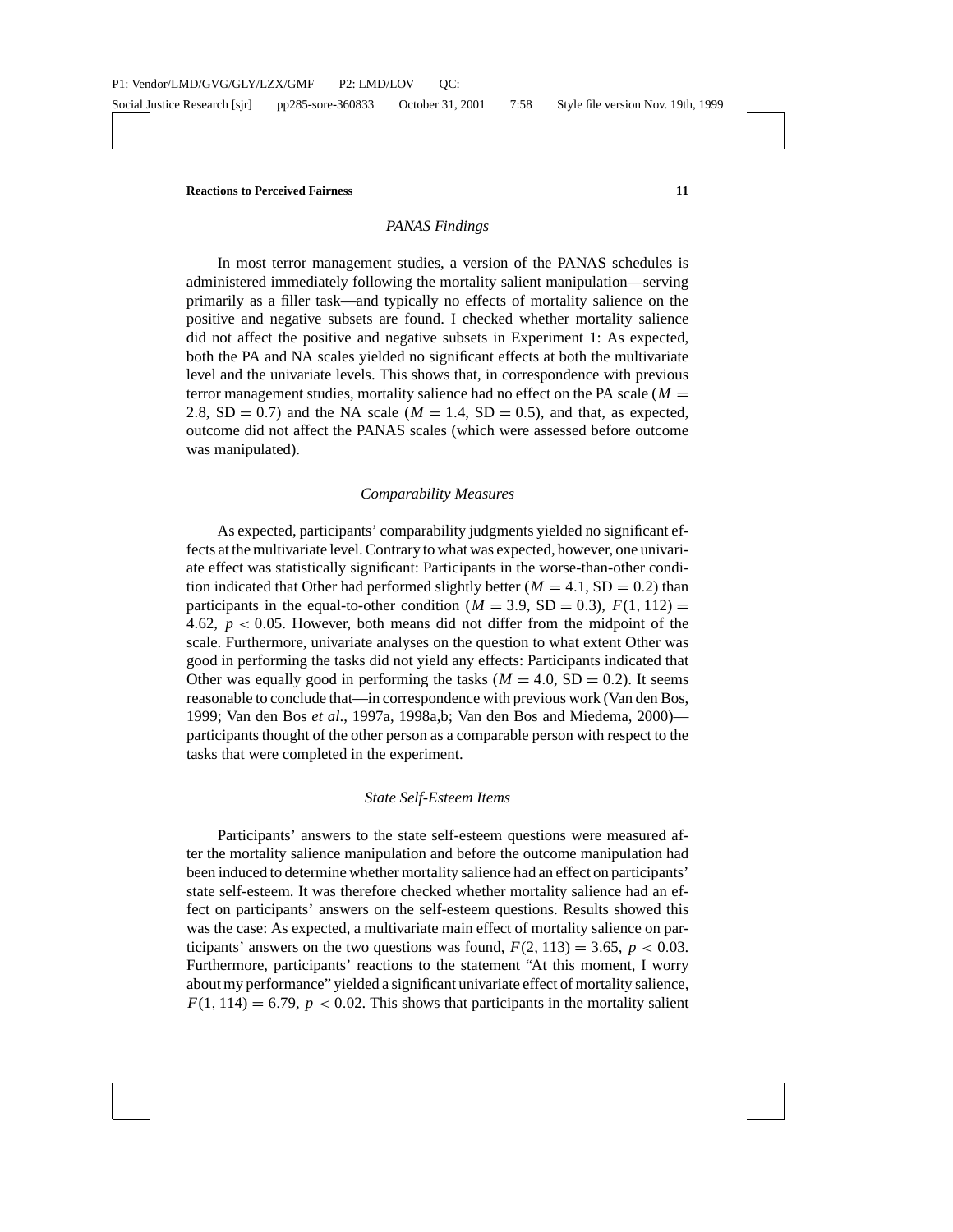### *PANAS Findings*

In most terror management studies, a version of the PANAS schedules is administered immediately following the mortality salient manipulation—serving primarily as a filler task—and typically no effects of mortality salience on the positive and negative subsets are found. I checked whether mortality salience did not affect the positive and negative subsets in Experiment 1: As expected, both the PA and NA scales yielded no significant effects at both the multivariate level and the univariate levels. This shows that, in correspondence with previous terror management studies, mortality salience had no effect on the PA scale ($M = 2.8$, $\mathrm{SD} = 0.7$) and the NA scale ($M = 1.4$, $\mathrm{SD} = 0.5$), and that, as expected, outcome did not affect the PANAS scales (which were assessed before outcome was manipulated).

### *Comparability Measures*

As expected, participants' comparability judgments yielded no significant effects at the multivariate level. Contrary to what was expected, however, one univariate effect was statistically significant: Participants in the worse-than-other condition indicated that Other had performed slightly better ($M = 4.1$, $\mathrm{SD} = 0.2$) than participants in the equal-to-other condition ($M = 3.9$, $\mathrm{SD} = 0.3$), $F(1, 112) = 4.62$, $p < 0.05$. However, both means did not differ from the midpoint of the scale. Furthermore, univariate analyses on the question to what extent Other was good in performing the tasks did not yield any effects: Participants indicated that Other was equally good in performing the tasks ($M = 4.0$, $\mathrm{SD} = 0.2$). It seems reasonable to conclude that—in correspondence with previous work (Van den Bos, 1999; Van den Bos *et al*., 1997a, 1998a,b; Van den Bos and Miedema, 2000)—participants thought of the other person as a comparable person with respect to the tasks that were completed in the experiment.

### *State Self-Esteem Items*

Participants' answers to the state self-esteem questions were measured after the mortality salience manipulation and before the outcome manipulation had been induced to determine whether mortality salience had an effect on participants' state self-esteem. It was therefore checked whether mortality salience had an effect on participants' answers on the self-esteem questions. Results showed this was the case: As expected, a multivariate main effect of mortality salience on participants' answers on the two questions was found, $F(2, 113) = 3.65$, $p < 0.03$. Furthermore, participants' reactions to the statement "At this moment, I worry about my performance" yielded a significant univariate effect of mortality salience, $F(1, 114) = 6.79$, $p < 0.02$. This shows that participants in the mortality salient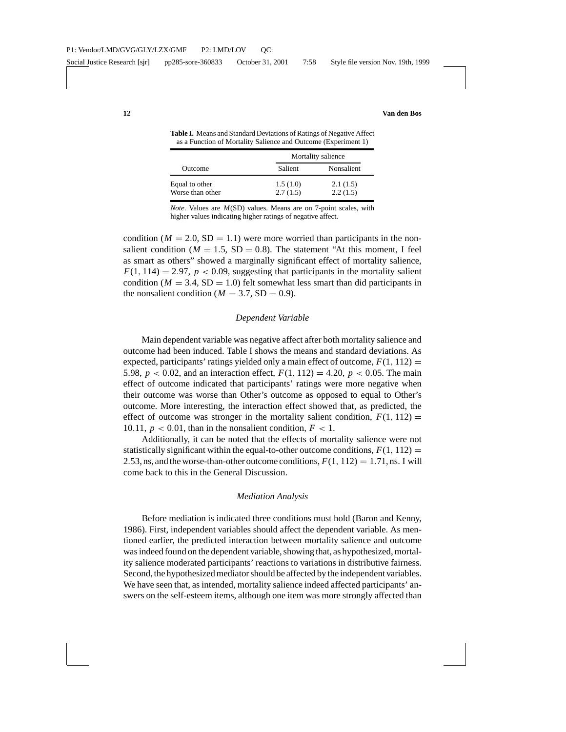**Table I.** Means and Standard Deviations of Ratings of Negative Affect as a Function of Mortality Salience and Outcome (Experiment 1)

| | Mortality salience | |
|---|---|---|
| Outcome | Salient | Nonsalient |
| Equal to other | 1.5 (1.0) | 2.1 (1.5) |
| Worse than other | 2.7 (1.5) | 2.2 (1.5) |

*Note*. Values are $M$(SD) values. Means are on 7-point scales, with higher values indicating higher ratings of negative affect.

condition ($M = 2.0$, SD $= 1.1$) were more worried than participants in the nonsalient condition ($M = 1.5$, SD $= 0.8$). The statement "At this moment, I feel as smart as others" showed a marginally significant effect of mortality salience, $F(1, 114) = 2.97$, $p < 0.09$, suggesting that participants in the mortality salient condition ($M = 3.4$, SD $= 1.0$) felt somewhat less smart than did participants in the nonsalient condition ($M = 3.7$, SD $= 0.9$).

### *Dependent Variable*

Main dependent variable was negative affect after both mortality salience and outcome had been induced. Table I shows the means and standard deviations. As expected, participants' ratings yielded only a main effect of outcome, $F(1, 112) = 5.98$, $p < 0.02$, and an interaction effect, $F(1, 112) = 4.20$, $p < 0.05$. The main effect of outcome indicated that participants' ratings were more negative when their outcome was worse than Other's outcome as opposed to equal to Other's outcome. More interesting, the interaction effect showed that, as predicted, the effect of outcome was stronger in the mortality salient condition, $F(1, 112) = 10.11$, $p < 0.01$, than in the nonsalient condition, $F < 1$.

Additionally, it can be noted that the effects of mortality salience were not statistically significant within the equal-to-other outcome conditions, $F(1, 112) = 2.53$, ns, and the worse-than-other outcome conditions, $F(1, 112) = 1.71$, ns. I will come back to this in the General Discussion.

### *Mediation Analysis*

Before mediation is indicated three conditions must hold (Baron and Kenny, 1986). First, independent variables should affect the dependent variable. As mentioned earlier, the predicted interaction between mortality salience and outcome was indeed found on the dependent variable, showing that, as hypothesized, mortality salience moderated participants' reactions to variations in distributive fairness. Second, the hypothesized mediator should be affected by the independent variables. We have seen that, as intended, mortality salience indeed affected participants' answers on the self-esteem items, although one item was more strongly affected than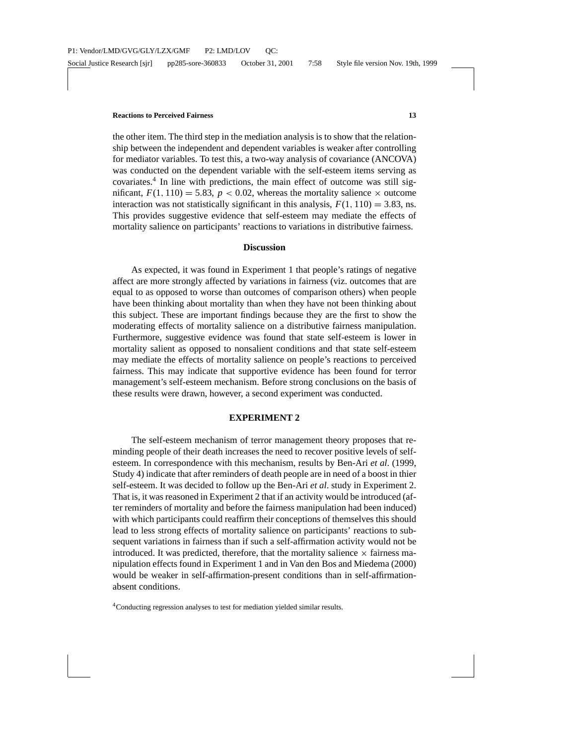the other item. The third step in the mediation analysis is to show that the relationship between the independent and dependent variables is weaker after controlling for mediator variables. To test this, a two-way analysis of covariance (ANCOVA) was conducted on the dependent variable with the self-esteem items serving as covariates.[4] In line with predictions, the main effect of outcome was still significant, $F(1, 110) = 5.83$, $p < 0.02$, whereas the mortality salience $\times$ outcome interaction was not statistically significant in this analysis, $F(1, 110) = 3.83$, ns. This provides suggestive evidence that self-esteem may mediate the effects of mortality salience on participants' reactions to variations in distributive fairness.

### Discussion

As expected, it was found in Experiment 1 that people's ratings of negative affect are more strongly affected by variations in fairness (viz. outcomes that are equal to as opposed to worse than outcomes of comparison others) when people have been thinking about mortality than when they have not been thinking about this subject. These are important findings because they are the first to show the moderating effects of mortality salience on a distributive fairness manipulation. Furthermore, suggestive evidence was found that state self-esteem is lower in mortality salient as opposed to nonsalient conditions and that state self-esteem may mediate the effects of mortality salience on people's reactions to perceived fairness. This may indicate that supportive evidence has been found for terror management's self-esteem mechanism. Before strong conclusions on the basis of these results were drawn, however, a second experiment was conducted.

## EXPERIMENT 2

The self-esteem mechanism of terror management theory proposes that reminding people of their death increases the need to recover positive levels of self-esteem. In correspondence with this mechanism, results by Ben-Ari *et al*. (1999, Study 4) indicate that after reminders of death people are in need of a boost in thier self-esteem. It was decided to follow up the Ben-Ari *et al*. study in Experiment 2. That is, it was reasoned in Experiment 2 that if an activity would be introduced (after reminders of mortality and before the fairness manipulation had been induced) with which participants could reaffirm their conceptions of themselves this should lead to less strong effects of mortality salience on participants' reactions to subsequent variations in fairness than if such a self-affirmation activity would not be introduced. It was predicted, therefore, that the mortality salience $\times$ fairness manipulation effects found in Experiment 1 and in Van den Bos and Miedema (2000) would be weaker in self-affirmation-present conditions than in self-affirmation-absent conditions.

[4]Conducting regression analyses to test for mediation yielded similar results.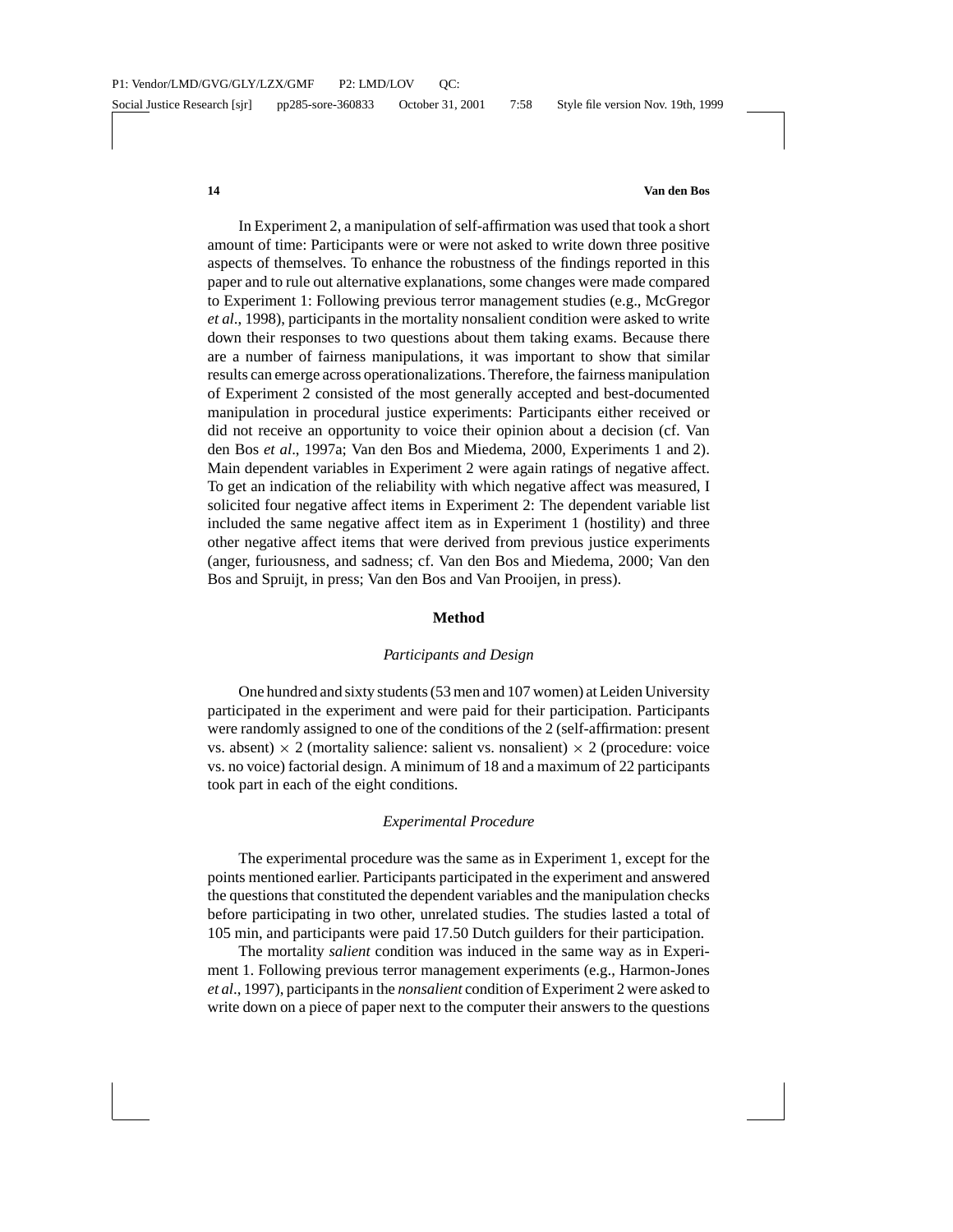In Experiment 2, a manipulation of self-affirmation was used that took a short amount of time: Participants were or were not asked to write down three positive aspects of themselves. To enhance the robustness of the findings reported in this paper and to rule out alternative explanations, some changes were made compared to Experiment 1: Following previous terror management studies (e.g., McGregor *et al*., 1998), participants in the mortality nonsalient condition were asked to write down their responses to two questions about them taking exams. Because there are a number of fairness manipulations, it was important to show that similar results can emerge across operationalizations. Therefore, the fairness manipulation of Experiment 2 consisted of the most generally accepted and best-documented manipulation in procedural justice experiments: Participants either received or did not receive an opportunity to voice their opinion about a decision (cf. Van den Bos *et al*., 1997a; Van den Bos and Miedema, 2000, Experiments 1 and 2). Main dependent variables in Experiment 2 were again ratings of negative affect. To get an indication of the reliability with which negative affect was measured, I solicited four negative affect items in Experiment 2: The dependent variable list included the same negative affect item as in Experiment 1 (hostility) and three other negative affect items that were derived from previous justice experiments (anger, furiousness, and sadness; cf. Van den Bos and Miedema, 2000; Van den Bos and Spruijt, in press; Van den Bos and Van Prooijen, in press).

## Method

### *Participants and Design*

One hundred and sixty students (53 men and 107 women) at Leiden University participated in the experiment and were paid for their participation. Participants were randomly assigned to one of the conditions of the 2 (self-affirmation: present vs. absent) $\times$ 2 (mortality salience: salient vs. nonsalient) $\times$ 2 (procedure: voice vs. no voice) factorial design. A minimum of 18 and a maximum of 22 participants took part in each of the eight conditions.

### *Experimental Procedure*

The experimental procedure was the same as in Experiment 1, except for the points mentioned earlier. Participants participated in the experiment and answered the questions that constituted the dependent variables and the manipulation checks before participating in two other, unrelated studies. The studies lasted a total of 105 min, and participants were paid 17.50 Dutch guilders for their participation.

The mortality *salient* condition was induced in the same way as in Experiment 1. Following previous terror management experiments (e.g., Harmon-Jones *et al*., 1997), participants in the *nonsalient* condition of Experiment 2 were asked to write down on a piece of paper next to the computer their answers to the questions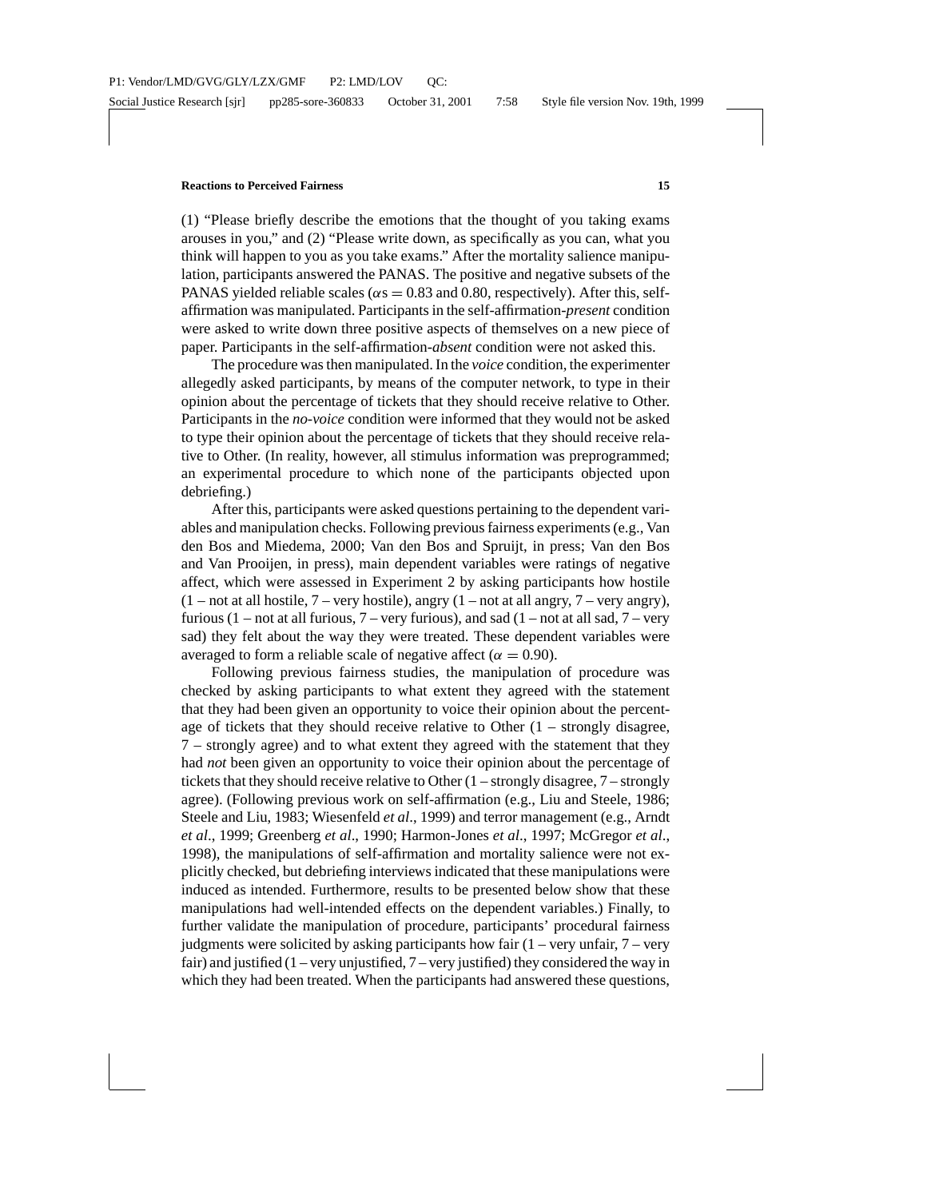(1) "Please briefly describe the emotions that the thought of you taking exams arouses in you," and (2) "Please write down, as specifically as you can, what you think will happen to you as you take exams." After the mortality salience manipulation, participants answered the PANAS. The positive and negative subsets of the PANAS yielded reliable scales ($\alpha$s = 0.83 and 0.80, respectively). After this, self-affirmation was manipulated. Participants in the self-affirmation-*present* condition were asked to write down three positive aspects of themselves on a new piece of paper. Participants in the self-affirmation-*absent* condition were not asked this.

The procedure was then manipulated. In the *voice* condition, the experimenter allegedly asked participants, by means of the computer network, to type in their opinion about the percentage of tickets that they should receive relative to Other. Participants in the *no-voice* condition were informed that they would not be asked to type their opinion about the percentage of tickets that they should receive relative to Other. (In reality, however, all stimulus information was preprogrammed; an experimental procedure to which none of the participants objected upon debriefing.)

After this, participants were asked questions pertaining to the dependent variables and manipulation checks. Following previous fairness experiments (e.g., Van den Bos and Miedema, 2000; Van den Bos and Spruijt, in press; Van den Bos and Van Prooijen, in press), main dependent variables were ratings of negative affect, which were assessed in Experiment 2 by asking participants how hostile (1 – not at all hostile, 7 – very hostile), angry (1 – not at all angry, 7 – very angry), furious (1 – not at all furious, 7 – very furious), and sad (1 – not at all sad, 7 – very sad) they felt about the way they were treated. These dependent variables were averaged to form a reliable scale of negative affect ($\alpha = 0.90$).

Following previous fairness studies, the manipulation of procedure was checked by asking participants to what extent they agreed with the statement that they had been given an opportunity to voice their opinion about the percentage of tickets that they should receive relative to Other (1 – strongly disagree, 7 – strongly agree) and to what extent they agreed with the statement that they had *not* been given an opportunity to voice their opinion about the percentage of tickets that they should receive relative to Other (1 – strongly disagree, 7 – strongly agree). (Following previous work on self-affirmation (e.g., Liu and Steele, 1986; Steele and Liu, 1983; Wiesenfeld *et al*., 1999) and terror management (e.g., Arndt *et al*., 1999; Greenberg *et al*., 1990; Harmon-Jones *et al*., 1997; McGregor *et al*., 1998), the manipulations of self-affirmation and mortality salience were not explicitly checked, but debriefing interviews indicated that these manipulations were induced as intended. Furthermore, results to be presented below show that these manipulations had well-intended effects on the dependent variables.) Finally, to further validate the manipulation of procedure, participants' procedural fairness judgments were solicited by asking participants how fair (1 – very unfair, 7 – very fair) and justified (1 – very unjustified, 7 – very justified) they considered the way in which they had been treated. When the participants had answered these questions,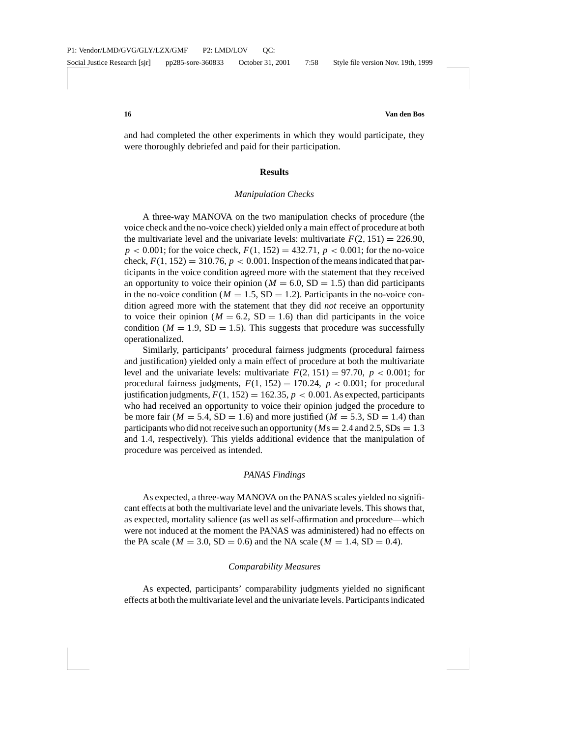and had completed the other experiments in which they would participate, they were thoroughly debriefed and paid for their participation.

## Results

### *Manipulation Checks*

A three-way MANOVA on the two manipulation checks of procedure (the voice check and the no-voice check) yielded only a main effect of procedure at both the multivariate level and the univariate levels: multivariate $F(2, 151) = 226.90$, $p < 0.001$; for the voice check, $F(1, 152) = 432.71$, $p < 0.001$; for the no-voice check, $F(1, 152) = 310.76$, $p < 0.001$. Inspection of the means indicated that participants in the voice condition agreed more with the statement that they received an opportunity to voice their opinion ($M = 6.0$, $\text{SD} = 1.5$) than did participants in the no-voice condition ($M = 1.5$, $\text{SD} = 1.2$). Participants in the no-voice condition agreed more with the statement that they did *not* receive an opportunity to voice their opinion ($M = 6.2$, $\text{SD} = 1.6$) than did participants in the voice condition ($M = 1.9$, $\text{SD} = 1.5$). This suggests that procedure was successfully operationalized.

Similarly, participants' procedural fairness judgments (procedural fairness and justification) yielded only a main effect of procedure at both the multivariate level and the univariate levels: multivariate $F(2, 151) = 97.70$, $p < 0.001$; for procedural fairness judgments, $F(1, 152) = 170.24$, $p < 0.001$; for procedural justification judgments, $F(1, 152) = 162.35$, $p < 0.001$. As expected, participants who had received an opportunity to voice their opinion judged the procedure to be more fair ($M = 5.4$, $\text{SD} = 1.6$) and more justified ($M = 5.3$, $\text{SD} = 1.4$) than participants who did not receive such an opportunity ($M$s $= 2.4$ and $2.5$, SDs $= 1.3$ and $1.4$, respectively). This yields additional evidence that the manipulation of procedure was perceived as intended.

### *PANAS Findings*

As expected, a three-way MANOVA on the PANAS scales yielded no significant effects at both the multivariate level and the univariate levels. This shows that, as expected, mortality salience (as well as self-affirmation and procedure—which were not induced at the moment the PANAS was administered) had no effects on the PA scale ($M = 3.0$, $\text{SD} = 0.6$) and the NA scale ($M = 1.4$, $\text{SD} = 0.4$).

### *Comparability Measures*

As expected, participants' comparability judgments yielded no significant effects at both the multivariate level and the univariate levels. Participants indicated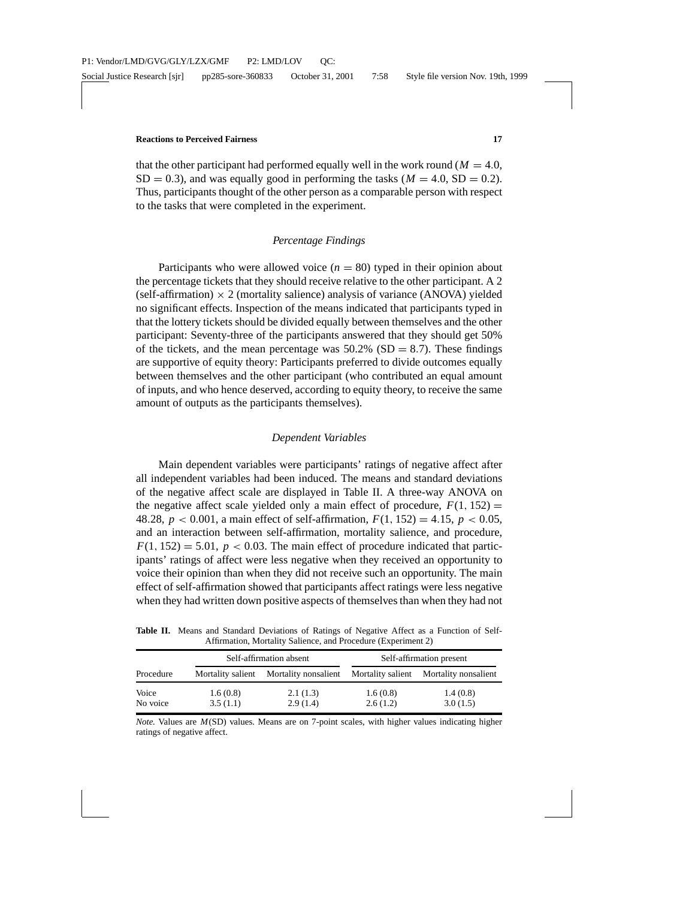that the other participant had performed equally well in the work round ($M = 4.0$, $\text{SD} = 0.3$), and was equally good in performing the tasks ($M = 4.0$, $\text{SD} = 0.2$). Thus, participants thought of the other person as a comparable person with respect to the tasks that were completed in the experiment.

### *Percentage Findings*

Participants who were allowed voice ($n = 80$) typed in their opinion about the percentage tickets that they should receive relative to the other participant. A 2 (self-affirmation) $\times$ 2 (mortality salience) analysis of variance (ANOVA) yielded no significant effects. Inspection of the means indicated that participants typed in that the lottery tickets should be divided equally between themselves and the other participant: Seventy-three of the participants answered that they should get 50% of the tickets, and the mean percentage was 50.2% ($\text{SD} = 8.7$). These findings are supportive of equity theory: Participants preferred to divide outcomes equally between themselves and the other participant (who contributed an equal amount of inputs, and who hence deserved, according to equity theory, to receive the same amount of outputs as the participants themselves).

### *Dependent Variables*

Main dependent variables were participants' ratings of negative affect after all independent variables had been induced. The means and standard deviations of the negative affect scale are displayed in Table II. A three-way ANOVA on the negative affect scale yielded only a main effect of procedure, $F(1, 152) = 48.28$, $p < 0.001$, a main effect of self-affirmation, $F(1, 152) = 4.15$, $p < 0.05$, and an interaction between self-affirmation, mortality salience, and procedure, $F(1, 152) = 5.01$, $p < 0.03$. The main effect of procedure indicated that participants' ratings of affect were less negative when they received an opportunity to voice their opinion than when they did not receive such an opportunity. The main effect of self-affirmation showed that participants affect ratings were less negative when they had written down positive aspects of themselves than when they had not

**Table II.** Means and Standard Deviations of Ratings of Negative Affect as a Function of Self-Affirmation, Mortality Salience, and Procedure (Experiment 2)

| | Self-affirmation absent | | Self-affirmation present | |
|---|---|---|---|---|
| Procedure | Mortality salient | Mortality nonsalient | Mortality salient | Mortality nonsalient |
| Voice | 1.6 (0.8) | 2.1 (1.3) | 1.6 (0.8) | 1.4 (0.8) |
| No voice | 3.5 (1.1) | 2.9 (1.4) | 2.6 (1.2) | 3.0 (1.5) |

*Note.* Values are $M$(SD) values. Means are on 7-point scales, with higher values indicating higher ratings of negative affect.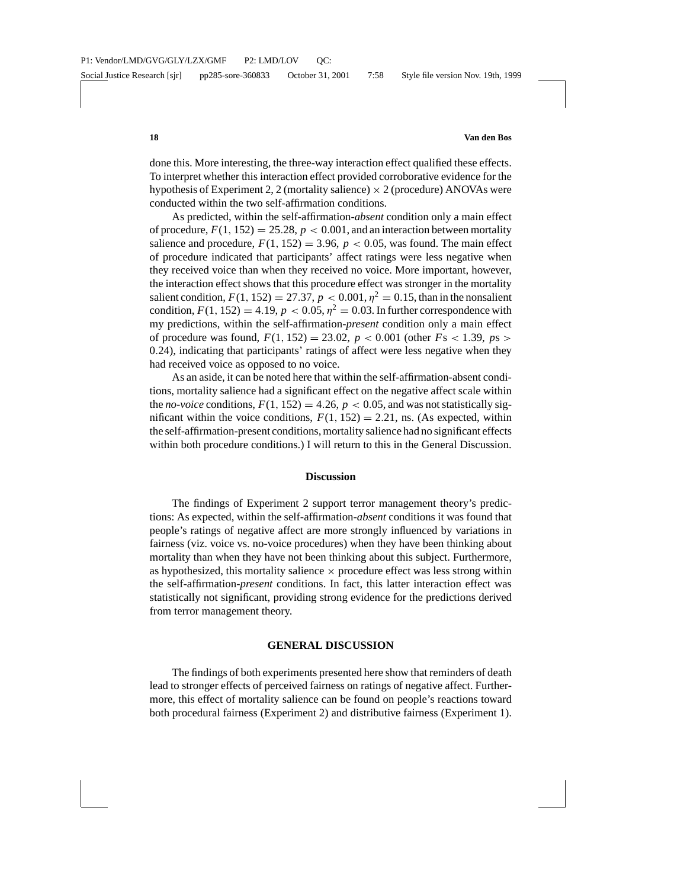done this. More interesting, the three-way interaction effect qualified these effects. To interpret whether this interaction effect provided corroborative evidence for the hypothesis of Experiment 2, 2 (mortality salience) $\times$ 2 (procedure) ANOVAs were conducted within the two self-affirmation conditions.

As predicted, within the self-affirmation-*absent* condition only a main effect of procedure, $F(1, 152) = 25.28$, $p < 0.001$, and an interaction between mortality salience and procedure, $F(1, 152) = 3.96$, $p < 0.05$, was found. The main effect of procedure indicated that participants' affect ratings were less negative when they received voice than when they received no voice. More important, however, the interaction effect shows that this procedure effect was stronger in the mortality salient condition, $F(1, 152) = 27.37$, $p < 0.001$, $\eta^2 = 0.15$, than in the nonsalient condition, $F(1, 152) = 4.19$, $p < 0.05$, $\eta^2 = 0.03$. In further correspondence with my predictions, within the self-affirmation-*present* condition only a main effect of procedure was found, $F(1, 152) = 23.02$, $p < 0.001$ (other $F$s $< 1.39$, $p$s $>$ 0.24), indicating that participants' ratings of affect were less negative when they had received voice as opposed to no voice.

As an aside, it can be noted here that within the self-affirmation-absent conditions, mortality salience had a significant effect on the negative affect scale within the *no-voice* conditions, $F(1, 152) = 4.26$, $p < 0.05$, and was not statistically significant within the voice conditions, $F(1, 152) = 2.21$, ns. (As expected, within the self-affirmation-present conditions, mortality salience had no significant effects within both procedure conditions.) I will return to this in the General Discussion.

### Discussion

The findings of Experiment 2 support terror management theory's predictions: As expected, within the self-affirmation-*absent* conditions it was found that people's ratings of negative affect are more strongly influenced by variations in fairness (viz. voice vs. no-voice procedures) when they have been thinking about mortality than when they have not been thinking about this subject. Furthermore, as hypothesized, this mortality salience $\times$ procedure effect was less strong within the self-affirmation-*present* conditions. In fact, this latter interaction effect was statistically not significant, providing strong evidence for the predictions derived from terror management theory.

## GENERAL DISCUSSION

The findings of both experiments presented here show that reminders of death lead to stronger effects of perceived fairness on ratings of negative affect. Furthermore, this effect of mortality salience can be found on people's reactions toward both procedural fairness (Experiment 2) and distributive fairness (Experiment 1).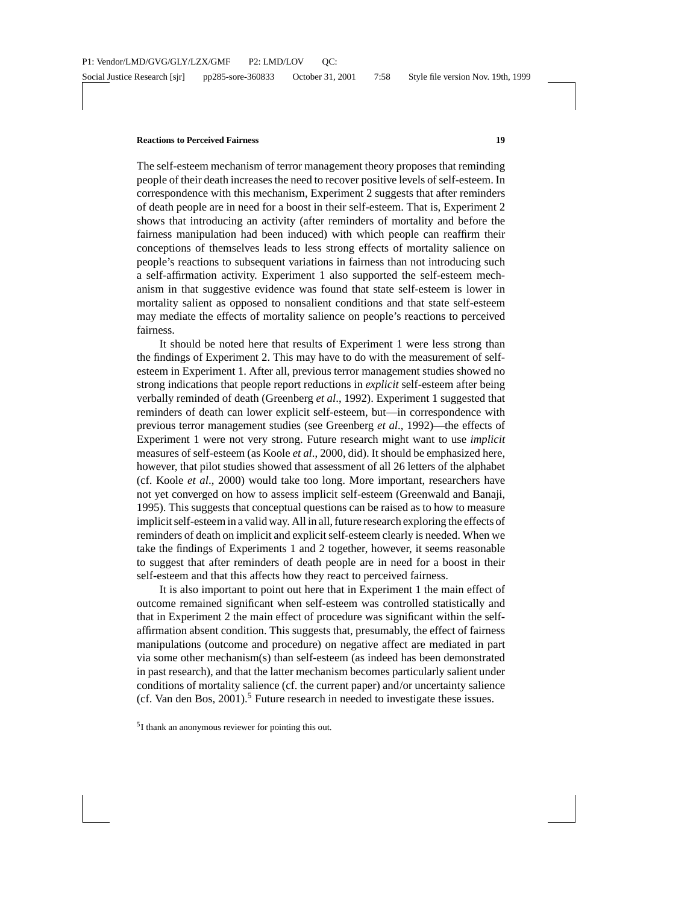The self-esteem mechanism of terror management theory proposes that reminding people of their death increases the need to recover positive levels of self-esteem. In correspondence with this mechanism, Experiment 2 suggests that after reminders of death people are in need for a boost in their self-esteem. That is, Experiment 2 shows that introducing an activity (after reminders of mortality and before the fairness manipulation had been induced) with which people can reaffirm their conceptions of themselves leads to less strong effects of mortality salience on people's reactions to subsequent variations in fairness than not introducing such a self-affirmation activity. Experiment 1 also supported the self-esteem mechanism in that suggestive evidence was found that state self-esteem is lower in mortality salient as opposed to nonsalient conditions and that state self-esteem may mediate the effects of mortality salience on people's reactions to perceived fairness.

It should be noted here that results of Experiment 1 were less strong than the findings of Experiment 2. This may have to do with the measurement of self-esteem in Experiment 1. After all, previous terror management studies showed no strong indications that people report reductions in *explicit* self-esteem after being verbally reminded of death (Greenberg *et al*., 1992). Experiment 1 suggested that reminders of death can lower explicit self-esteem, but—in correspondence with previous terror management studies (see Greenberg *et al*., 1992)—the effects of Experiment 1 were not very strong. Future research might want to use *implicit* measures of self-esteem (as Koole *et al*., 2000, did). It should be emphasized here, however, that pilot studies showed that assessment of all 26 letters of the alphabet (cf. Koole *et al*., 2000) would take too long. More important, researchers have not yet converged on how to assess implicit self-esteem (Greenwald and Banaji, 1995). This suggests that conceptual questions can be raised as to how to measure implicit self-esteem in a valid way. All in all, future research exploring the effects of reminders of death on implicit and explicit self-esteem clearly is needed. When we take the findings of Experiments 1 and 2 together, however, it seems reasonable to suggest that after reminders of death people are in need for a boost in their self-esteem and that this affects how they react to perceived fairness.

It is also important to point out here that in Experiment 1 the main effect of outcome remained significant when self-esteem was controlled statistically and that in Experiment 2 the main effect of procedure was significant within the self-affirmation absent condition. This suggests that, presumably, the effect of fairness manipulations (outcome and procedure) on negative affect are mediated in part via some other mechanism(s) than self-esteem (as indeed has been demonstrated in past research), and that the latter mechanism becomes particularly salient under conditions of mortality salience (cf. the current paper) and/or uncertainty salience (cf. Van den Bos, 2001).[5] Future research in needed to investigate these issues.

[5]I thank an anonymous reviewer for pointing this out.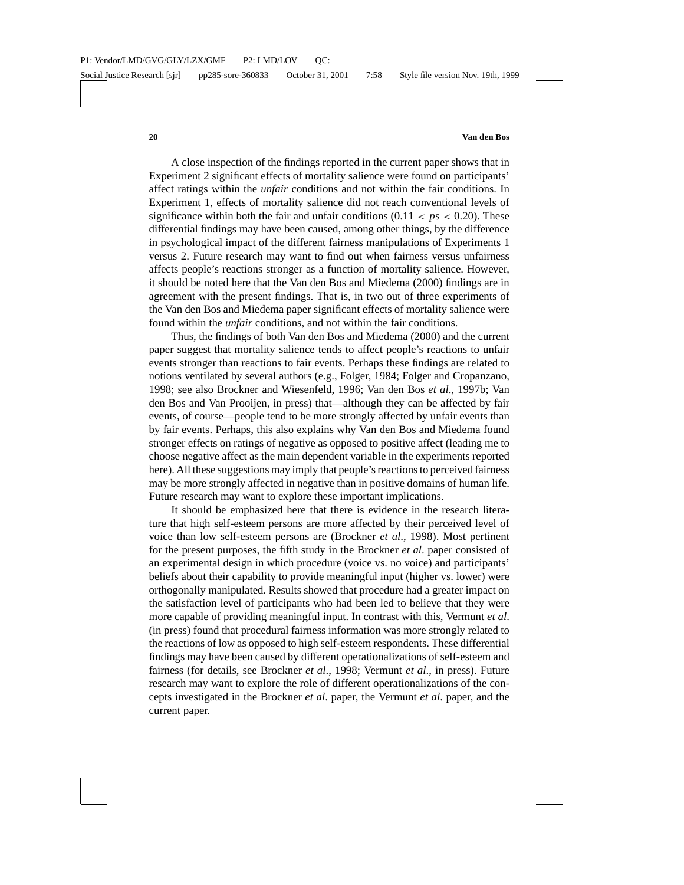A close inspection of the findings reported in the current paper shows that in Experiment 2 significant effects of mortality salience were found on participants' affect ratings within the *unfair* conditions and not within the fair conditions. In Experiment 1, effects of mortality salience did not reach conventional levels of significance within both the fair and unfair conditions ($0.11 < ps < 0.20$). These differential findings may have been caused, among other things, by the difference in psychological impact of the different fairness manipulations of Experiments 1 versus 2. Future research may want to find out when fairness versus unfairness affects people's reactions stronger as a function of mortality salience. However, it should be noted here that the Van den Bos and Miedema (2000) findings are in agreement with the present findings. That is, in two out of three experiments of the Van den Bos and Miedema paper significant effects of mortality salience were found within the *unfair* conditions, and not within the fair conditions.

Thus, the findings of both Van den Bos and Miedema (2000) and the current paper suggest that mortality salience tends to affect people's reactions to unfair events stronger than reactions to fair events. Perhaps these findings are related to notions ventilated by several authors (e.g., Folger, 1984; Folger and Cropanzano, 1998; see also Brockner and Wiesenfeld, 1996; Van den Bos *et al*., 1997b; Van den Bos and Van Prooijen, in press) that—although they can be affected by fair events, of course—people tend to be more strongly affected by unfair events than by fair events. Perhaps, this also explains why Van den Bos and Miedema found stronger effects on ratings of negative as opposed to positive affect (leading me to choose negative affect as the main dependent variable in the experiments reported here). All these suggestions may imply that people's reactions to perceived fairness may be more strongly affected in negative than in positive domains of human life. Future research may want to explore these important implications.

It should be emphasized here that there is evidence in the research literature that high self-esteem persons are more affected by their perceived level of voice than low self-esteem persons are (Brockner *et al*., 1998). Most pertinent for the present purposes, the fifth study in the Brockner *et al*. paper consisted of an experimental design in which procedure (voice vs. no voice) and participants' beliefs about their capability to provide meaningful input (higher vs. lower) were orthogonally manipulated. Results showed that procedure had a greater impact on the satisfaction level of participants who had been led to believe that they were more capable of providing meaningful input. In contrast with this, Vermunt *et al*. (in press) found that procedural fairness information was more strongly related to the reactions of low as opposed to high self-esteem respondents. These differential findings may have been caused by different operationalizations of self-esteem and fairness (for details, see Brockner *et al*., 1998; Vermunt *et al*., in press). Future research may want to explore the role of different operationalizations of the concepts investigated in the Brockner *et al*. paper, the Vermunt *et al*. paper, and the current paper.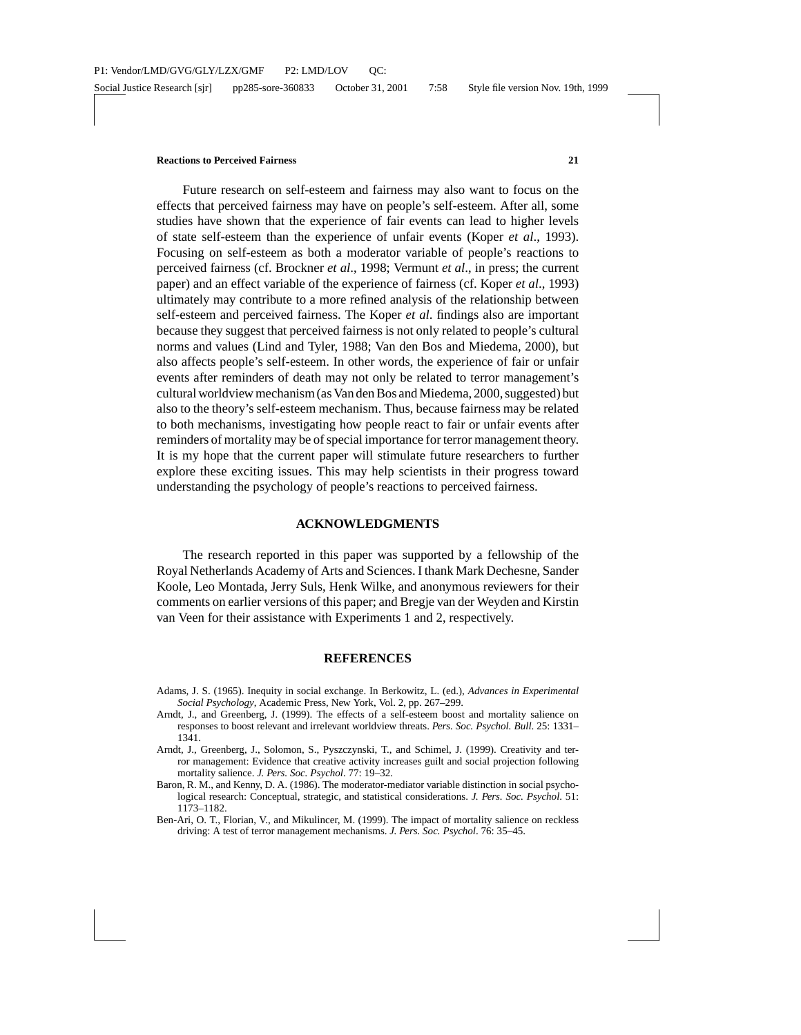Future research on self-esteem and fairness may also want to focus on the effects that perceived fairness may have on people's self-esteem. After all, some studies have shown that the experience of fair events can lead to higher levels of state self-esteem than the experience of unfair events (Koper *et al*., 1993). Focusing on self-esteem as both a moderator variable of people's reactions to perceived fairness (cf. Brockner *et al*., 1998; Vermunt *et al*., in press; the current paper) and an effect variable of the experience of fairness (cf. Koper *et al*., 1993) ultimately may contribute to a more refined analysis of the relationship between self-esteem and perceived fairness. The Koper *et al*. findings also are important because they suggest that perceived fairness is not only related to people's cultural norms and values (Lind and Tyler, 1988; Van den Bos and Miedema, 2000), but also affects people's self-esteem. In other words, the experience of fair or unfair events after reminders of death may not only be related to terror management's cultural worldview mechanism (as Van den Bos and Miedema, 2000, suggested) but also to the theory's self-esteem mechanism. Thus, because fairness may be related to both mechanisms, investigating how people react to fair or unfair events after reminders of mortality may be of special importance for terror management theory. It is my hope that the current paper will stimulate future researchers to further explore these exciting issues. This may help scientists in their progress toward understanding the psychology of people's reactions to perceived fairness.

## ACKNOWLEDGMENTS

The research reported in this paper was supported by a fellowship of the Royal Netherlands Academy of Arts and Sciences. I thank Mark Dechesne, Sander Koole, Leo Montada, Jerry Suls, Henk Wilke, and anonymous reviewers for their comments on earlier versions of this paper; and Bregje van der Weyden and Kirstin van Veen for their assistance with Experiments 1 and 2, respectively.

## REFERENCES

Adams, J. S. (1965). Inequity in social exchange. In Berkowitz, L. (ed.), *Advances in Experimental Social Psychology*, Academic Press, New York, Vol. 2, pp. 267–299.

Arndt, J., and Greenberg, J. (1999). The effects of a self-esteem boost and mortality salience on responses to boost relevant and irrelevant worldview threats. *Pers. Soc. Psychol. Bull*. 25: 1331–1341.

Arndt, J., Greenberg, J., Solomon, S., Pyszczynski, T., and Schimel, J. (1999). Creativity and terror management: Evidence that creative activity increases guilt and social projection following mortality salience. *J. Pers. Soc. Psychol*. 77: 19–32.

Baron, R. M., and Kenny, D. A. (1986). The moderator-mediator variable distinction in social psychological research: Conceptual, strategic, and statistical considerations. *J. Pers. Soc. Psychol*. 51: 1173–1182.

Ben-Ari, O. T., Florian, V., and Mikulincer, M. (1999). The impact of mortality salience on reckless driving: A test of terror management mechanisms. *J. Pers. Soc. Psychol*. 76: 35–45.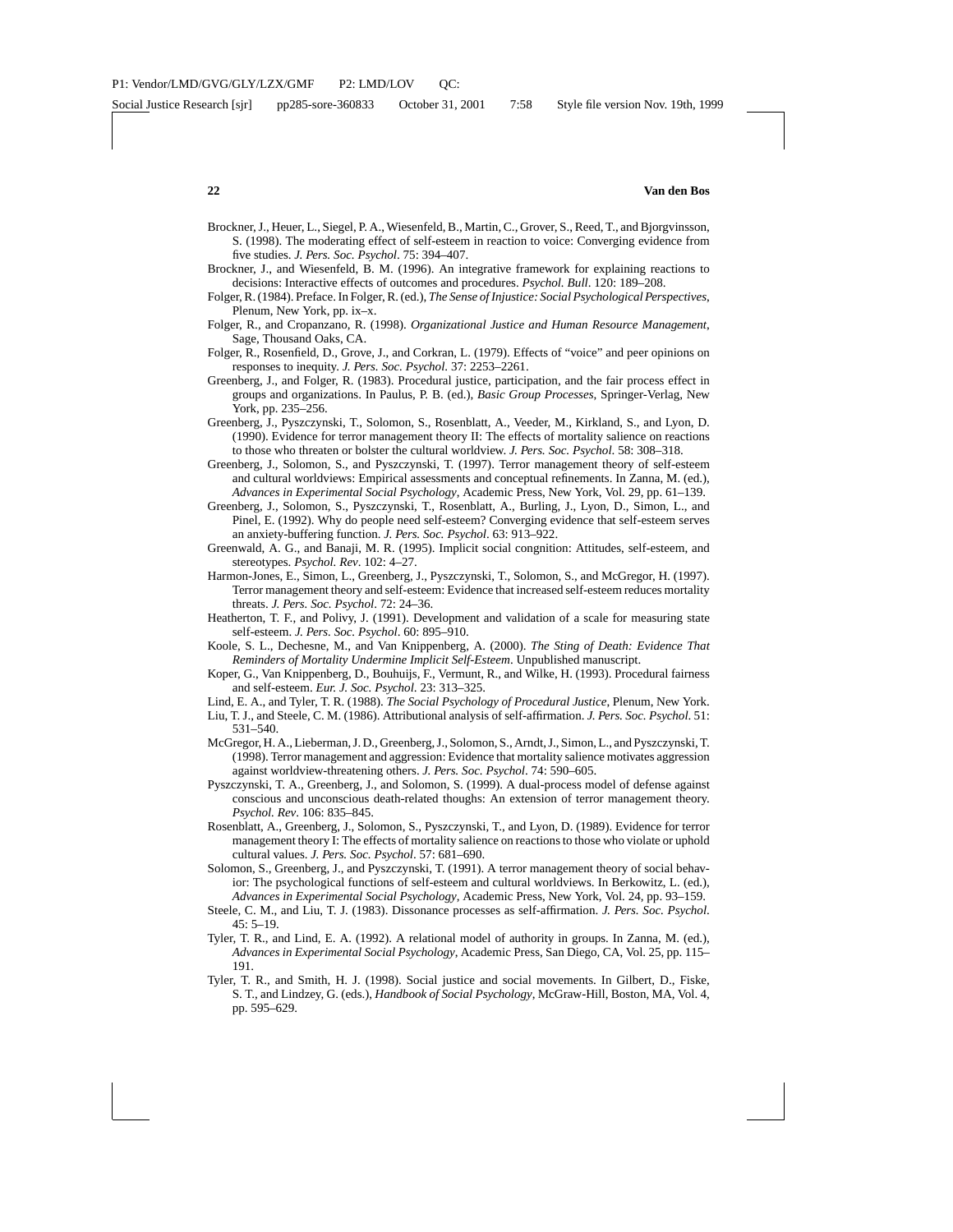Brockner, J., Heuer, L., Siegel, P. A., Wiesenfeld, B., Martin, C., Grover, S., Reed, T., and Bjorgvinsson, S. (1998). The moderating effect of self-esteem in reaction to voice: Converging evidence from five studies. *J. Pers. Soc. Psychol*. 75: 394–407.

Brockner, J., and Wiesenfeld, B. M. (1996). An integrative framework for explaining reactions to decisions: Interactive effects of outcomes and procedures. *Psychol. Bull*. 120: 189–208.

Folger, R. (1984). Preface. In Folger, R. (ed.), *The Sense of Injustice: Social Psychological Perspectives*, Plenum, New York, pp. ix–x.

Folger, R., and Cropanzano, R. (1998). *Organizational Justice and Human Resource Management*, Sage, Thousand Oaks, CA.

Folger, R., Rosenfield, D., Grove, J., and Corkran, L. (1979). Effects of "voice" and peer opinions on responses to inequity. *J. Pers. Soc. Psychol*. 37: 2253–2261.

Greenberg, J., and Folger, R. (1983). Procedural justice, participation, and the fair process effect in groups and organizations. In Paulus, P. B. (ed.), *Basic Group Processes*, Springer-Verlag, New York, pp. 235–256.

Greenberg, J., Pyszczynski, T., Solomon, S., Rosenblatt, A., Veeder, M., Kirkland, S., and Lyon, D. (1990). Evidence for terror management theory II: The effects of mortality salience on reactions to those who threaten or bolster the cultural worldview. *J. Pers. Soc. Psychol*. 58: 308–318.

Greenberg, J., Solomon, S., and Pyszczynski, T. (1997). Terror management theory of self-esteem and cultural worldviews: Empirical assessments and conceptual refinements. In Zanna, M. (ed.), *Advances in Experimental Social Psychology*, Academic Press, New York, Vol. 29, pp. 61–139.

Greenberg, J., Solomon, S., Pyszczynski, T., Rosenblatt, A., Burling, J., Lyon, D., Simon, L., and Pinel, E. (1992). Why do people need self-esteem? Converging evidence that self-esteem serves an anxiety-buffering function. *J. Pers. Soc. Psychol*. 63: 913–922.

Greenwald, A. G., and Banaji, M. R. (1995). Implicit social congnition: Attitudes, self-esteem, and stereotypes. *Psychol. Rev*. 102: 4–27.

Harmon-Jones, E., Simon, L., Greenberg, J., Pyszczynski, T., Solomon, S., and McGregor, H. (1997). Terror management theory and self-esteem: Evidence that increased self-esteem reduces mortality threats. *J. Pers. Soc. Psychol*. 72: 24–36.

Heatherton, T. F., and Polivy, J. (1991). Development and validation of a scale for measuring state self-esteem. *J. Pers. Soc. Psychol*. 60: 895–910.

Koole, S. L., Dechesne, M., and Van Knippenberg, A. (2000). *The Sting of Death: Evidence That Reminders of Mortality Undermine Implicit Self-Esteem*. Unpublished manuscript.

Koper, G., Van Knippenberg, D., Bouhuijs, F., Vermunt, R., and Wilke, H. (1993). Procedural fairness and self-esteem. *Eur. J. Soc. Psychol*. 23: 313–325.

Lind, E. A., and Tyler, T. R. (1988). *The Social Psychology of Procedural Justice*, Plenum, New York.

Liu, T. J., and Steele, C. M. (1986). Attributional analysis of self-affirmation. *J. Pers. Soc. Psychol*. 51: 531–540.

McGregor, H. A., Lieberman, J. D., Greenberg, J., Solomon, S., Arndt, J., Simon, L., and Pyszczynski, T. (1998). Terror management and aggression: Evidence that mortality salience motivates aggression against worldview-threatening others. *J. Pers. Soc. Psychol*. 74: 590–605.

Pyszczynski, T. A., Greenberg, J., and Solomon, S. (1999). A dual-process model of defense against conscious and unconscious death-related thoughs: An extension of terror management theory. *Psychol. Rev*. 106: 835–845.

Rosenblatt, A., Greenberg, J., Solomon, S., Pyszczynski, T., and Lyon, D. (1989). Evidence for terror management theory I: The effects of mortality salience on reactions to those who violate or uphold cultural values. *J. Pers. Soc. Psychol*. 57: 681–690.

Solomon, S., Greenberg, J., and Pyszczynski, T. (1991). A terror management theory of social behavior: The psychological functions of self-esteem and cultural worldviews. In Berkowitz, L. (ed.), *Advances in Experimental Social Psychology*, Academic Press, New York, Vol. 24, pp. 93–159.

Steele, C. M., and Liu, T. J. (1983). Dissonance processes as self-affirmation. *J. Pers. Soc. Psychol*. 45: 5–19.

Tyler, T. R., and Lind, E. A. (1992). A relational model of authority in groups. In Zanna, M. (ed.), *Advances in Experimental Social Psychology*, Academic Press, San Diego, CA, Vol. 25, pp. 115–191.

Tyler, T. R., and Smith, H. J. (1998). Social justice and social movements. In Gilbert, D., Fiske, S. T., and Lindzey, G. (eds.), *Handbook of Social Psychology*, McGraw-Hill, Boston, MA, Vol. 4, pp. 595–629.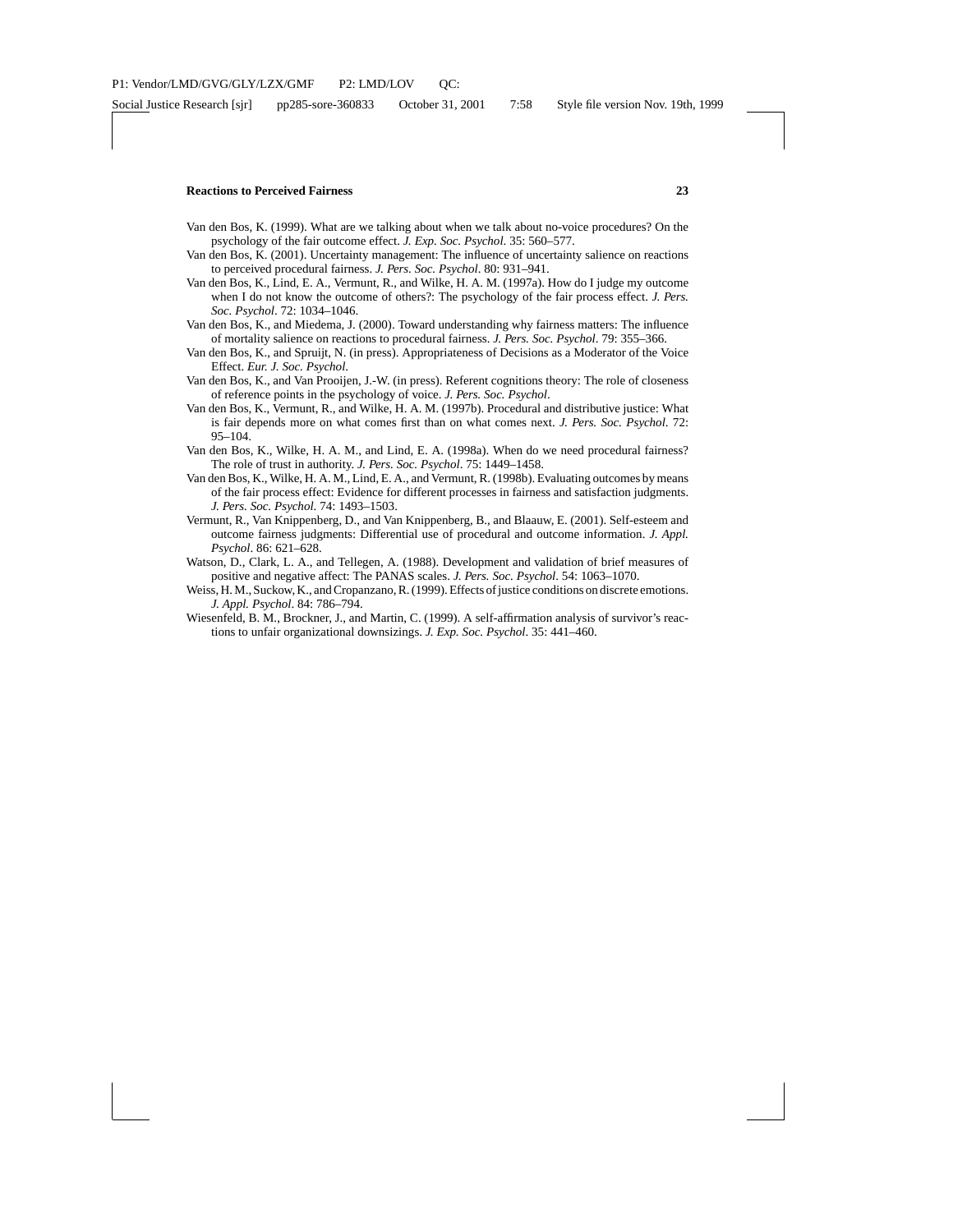Van den Bos, K. (1999). What are we talking about when we talk about no-voice procedures? On the psychology of the fair outcome effect. *J. Exp. Soc. Psychol*. 35: 560–577.

Van den Bos, K. (2001). Uncertainty management: The influence of uncertainty salience on reactions to perceived procedural fairness. *J. Pers. Soc. Psychol*. 80: 931–941.

Van den Bos, K., Lind, E. A., Vermunt, R., and Wilke, H. A. M. (1997a). How do I judge my outcome when I do not know the outcome of others?: The psychology of the fair process effect. *J. Pers. Soc. Psychol*. 72: 1034–1046.

Van den Bos, K., and Miedema, J. (2000). Toward understanding why fairness matters: The influence of mortality salience on reactions to procedural fairness. *J. Pers. Soc. Psychol*. 79: 355–366.

Van den Bos, K., and Spruijt, N. (in press). Appropriateness of Decisions as a Moderator of the Voice Effect. *Eur. J. Soc. Psychol*.

Van den Bos, K., and Van Prooijen, J.-W. (in press). Referent cognitions theory: The role of closeness of reference points in the psychology of voice. *J. Pers. Soc. Psychol*.

Van den Bos, K., Vermunt, R., and Wilke, H. A. M. (1997b). Procedural and distributive justice: What is fair depends more on what comes first than on what comes next. *J. Pers. Soc. Psychol*. 72: 95–104.

Van den Bos, K., Wilke, H. A. M., and Lind, E. A. (1998a). When do we need procedural fairness? The role of trust in authority. *J. Pers. Soc. Psychol*. 75: 1449–1458.

Van den Bos, K., Wilke, H. A. M., Lind, E. A., and Vermunt, R. (1998b). Evaluating outcomes by means of the fair process effect: Evidence for different processes in fairness and satisfaction judgments. *J. Pers. Soc. Psychol*. 74: 1493–1503.

Vermunt, R., Van Knippenberg, D., and Van Knippenberg, B., and Blaauw, E. (2001). Self-esteem and outcome fairness judgments: Differential use of procedural and outcome information. *J. Appl. Psychol*. 86: 621–628.

Watson, D., Clark, L. A., and Tellegen, A. (1988). Development and validation of brief measures of positive and negative affect: The PANAS scales. *J. Pers. Soc. Psychol*. 54: 1063–1070.

Weiss, H. M., Suckow, K., and Cropanzano, R. (1999). Effects of justice conditions on discrete emotions. *J. Appl. Psychol*. 84: 786–794.

Wiesenfeld, B. M., Brockner, J., and Martin, C. (1999). A self-affirmation analysis of survivor's reactions to unfair organizational downsizings. *J. Exp. Soc. Psychol*. 35: 441–460.